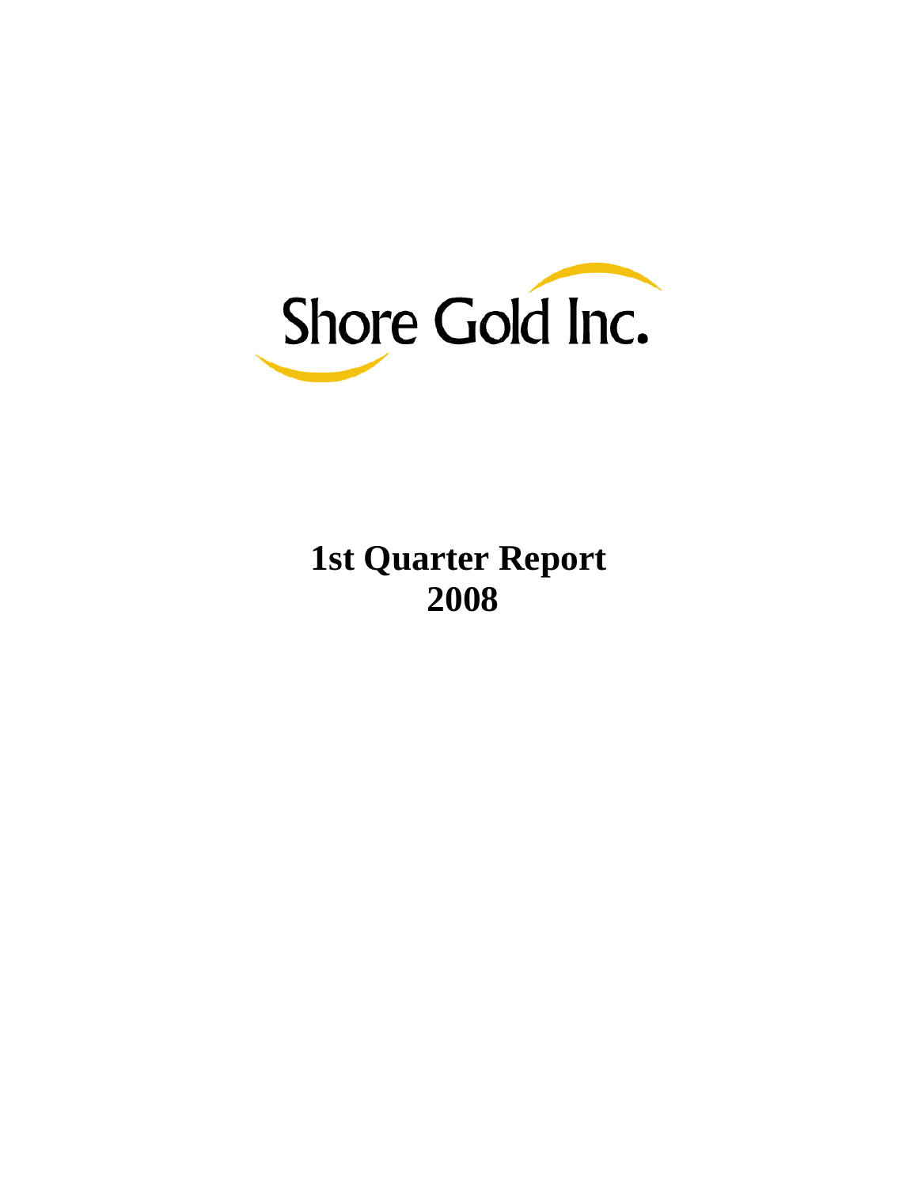# Shore Gold Inc.

# 1st Quarter Report
# 2008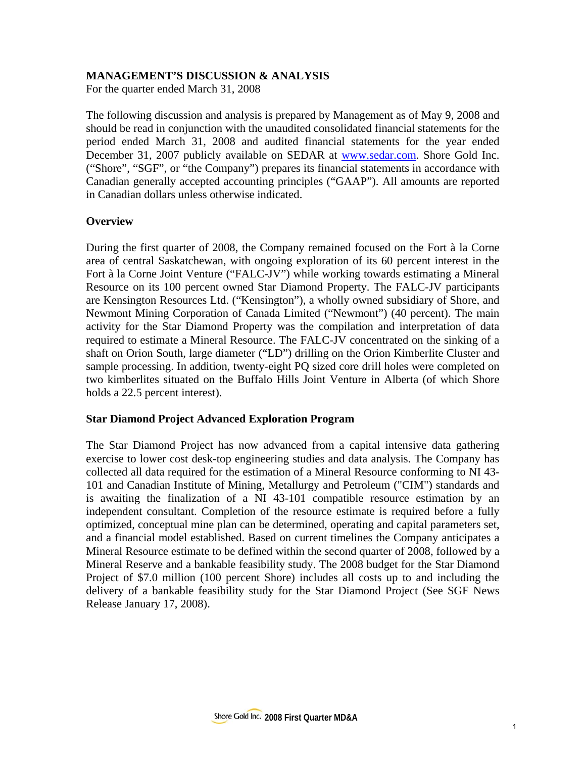## MANAGEMENT'S DISCUSSION & ANALYSIS

For the quarter ended March 31, 2008

The following discussion and analysis is prepared by Management as of May 9, 2008 and should be read in conjunction with the unaudited consolidated financial statements for the period ended March 31, 2008 and audited financial statements for the year ended December 31, 2007 publicly available on SEDAR at www.sedar.com. Shore Gold Inc. ("Shore", "SGF", or "the Company") prepares its financial statements in accordance with Canadian generally accepted accounting principles ("GAAP"). All amounts are reported in Canadian dollars unless otherwise indicated.

### Overview

During the first quarter of 2008, the Company remained focused on the Fort à la Corne area of central Saskatchewan, with ongoing exploration of its 60 percent interest in the Fort à la Corne Joint Venture ("FALC-JV") while working towards estimating a Mineral Resource on its 100 percent owned Star Diamond Property. The FALC-JV participants are Kensington Resources Ltd. ("Kensington"), a wholly owned subsidiary of Shore, and Newmont Mining Corporation of Canada Limited ("Newmont") (40 percent). The main activity for the Star Diamond Property was the compilation and interpretation of data required to estimate a Mineral Resource. The FALC-JV concentrated on the sinking of a shaft on Orion South, large diameter ("LD") drilling on the Orion Kimberlite Cluster and sample processing. In addition, twenty-eight PQ sized core drill holes were completed on two kimberlites situated on the Buffalo Hills Joint Venture in Alberta (of which Shore holds a 22.5 percent interest).

### Star Diamond Project Advanced Exploration Program

The Star Diamond Project has now advanced from a capital intensive data gathering exercise to lower cost desk-top engineering studies and data analysis. The Company has collected all data required for the estimation of a Mineral Resource conforming to NI 43-101 and Canadian Institute of Mining, Metallurgy and Petroleum ("CIM") standards and is awaiting the finalization of a NI 43-101 compatible resource estimation by an independent consultant. Completion of the resource estimate is required before a fully optimized, conceptual mine plan can be determined, operating and capital parameters set, and a financial model established. Based on current timelines the Company anticipates a Mineral Resource estimate to be defined within the second quarter of 2008, followed by a Mineral Reserve and a bankable feasibility study. The 2008 budget for the Star Diamond Project of $7.0 million (100 percent Shore) includes all costs up to and including the delivery of a bankable feasibility study for the Star Diamond Project (See SGF News Release January 17, 2008).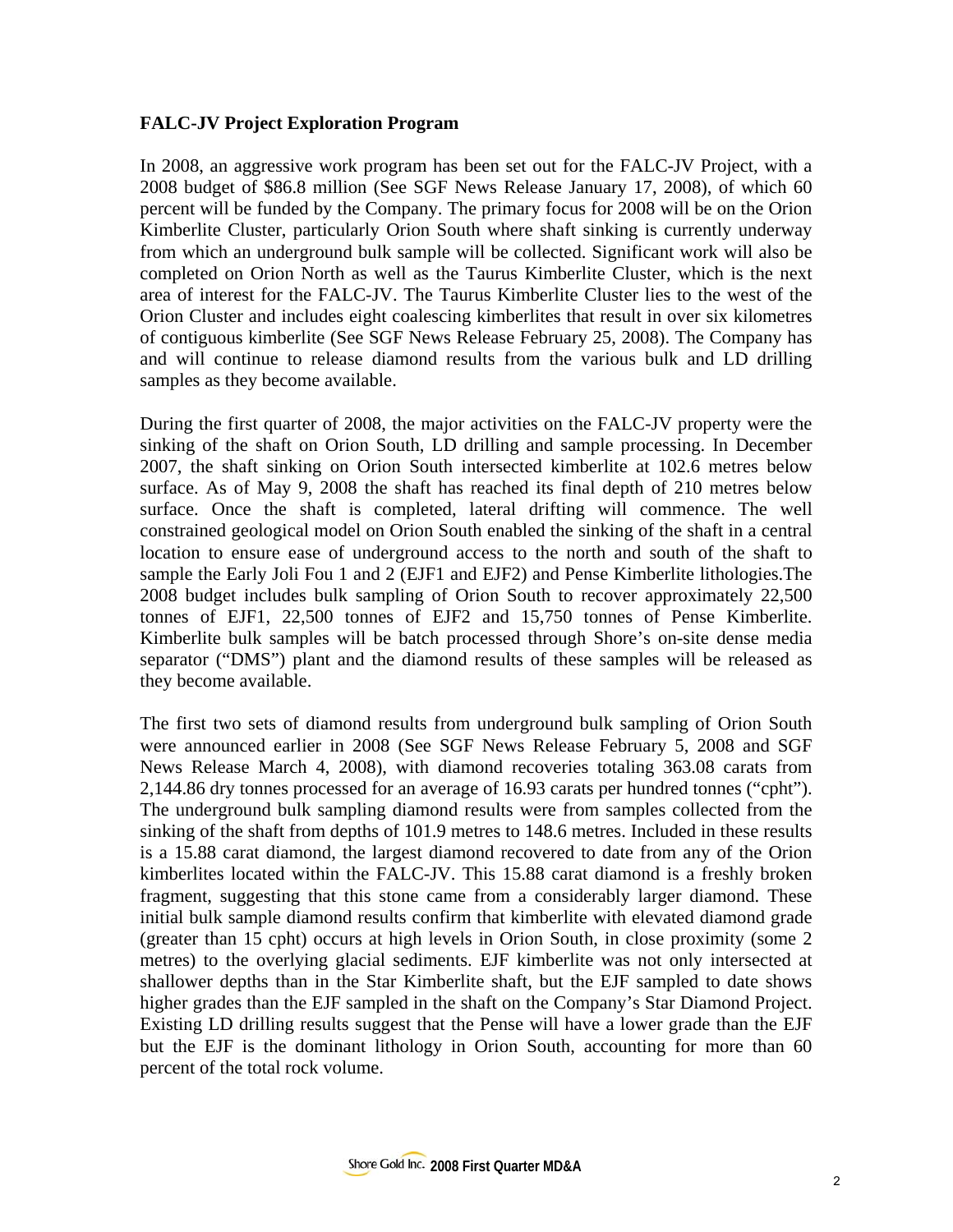**FALC-JV Project Exploration Program**

In 2008, an aggressive work program has been set out for the FALC-JV Project, with a 2008 budget of $86.8 million (See SGF News Release January 17, 2008), of which 60 percent will be funded by the Company. The primary focus for 2008 will be on the Orion Kimberlite Cluster, particularly Orion South where shaft sinking is currently underway from which an underground bulk sample will be collected. Significant work will also be completed on Orion North as well as the Taurus Kimberlite Cluster, which is the next area of interest for the FALC-JV. The Taurus Kimberlite Cluster lies to the west of the Orion Cluster and includes eight coalescing kimberlites that result in over six kilometres of contiguous kimberlite (See SGF News Release February 25, 2008). The Company has and will continue to release diamond results from the various bulk and LD drilling samples as they become available.

During the first quarter of 2008, the major activities on the FALC-JV property were the sinking of the shaft on Orion South, LD drilling and sample processing. In December 2007, the shaft sinking on Orion South intersected kimberlite at 102.6 metres below surface. As of May 9, 2008 the shaft has reached its final depth of 210 metres below surface. Once the shaft is completed, lateral drifting will commence. The well constrained geological model on Orion South enabled the sinking of the shaft in a central location to ensure ease of underground access to the north and south of the shaft to sample the Early Joli Fou 1 and 2 (EJF1 and EJF2) and Pense Kimberlite lithologies.The 2008 budget includes bulk sampling of Orion South to recover approximately 22,500 tonnes of EJF1, 22,500 tonnes of EJF2 and 15,750 tonnes of Pense Kimberlite. Kimberlite bulk samples will be batch processed through Shore's on-site dense media separator ("DMS") plant and the diamond results of these samples will be released as they become available.

The first two sets of diamond results from underground bulk sampling of Orion South were announced earlier in 2008 (See SGF News Release February 5, 2008 and SGF News Release March 4, 2008), with diamond recoveries totaling 363.08 carats from 2,144.86 dry tonnes processed for an average of 16.93 carats per hundred tonnes ("cpht"). The underground bulk sampling diamond results were from samples collected from the sinking of the shaft from depths of 101.9 metres to 148.6 metres. Included in these results is a 15.88 carat diamond, the largest diamond recovered to date from any of the Orion kimberlites located within the FALC-JV. This 15.88 carat diamond is a freshly broken fragment, suggesting that this stone came from a considerably larger diamond. These initial bulk sample diamond results confirm that kimberlite with elevated diamond grade (greater than 15 cpht) occurs at high levels in Orion South, in close proximity (some 2 metres) to the overlying glacial sediments. EJF kimberlite was not only intersected at shallower depths than in the Star Kimberlite shaft, but the EJF sampled to date shows higher grades than the EJF sampled in the shaft on the Company's Star Diamond Project. Existing LD drilling results suggest that the Pense will have a lower grade than the EJF but the EJF is the dominant lithology in Orion South, accounting for more than 60 percent of the total rock volume.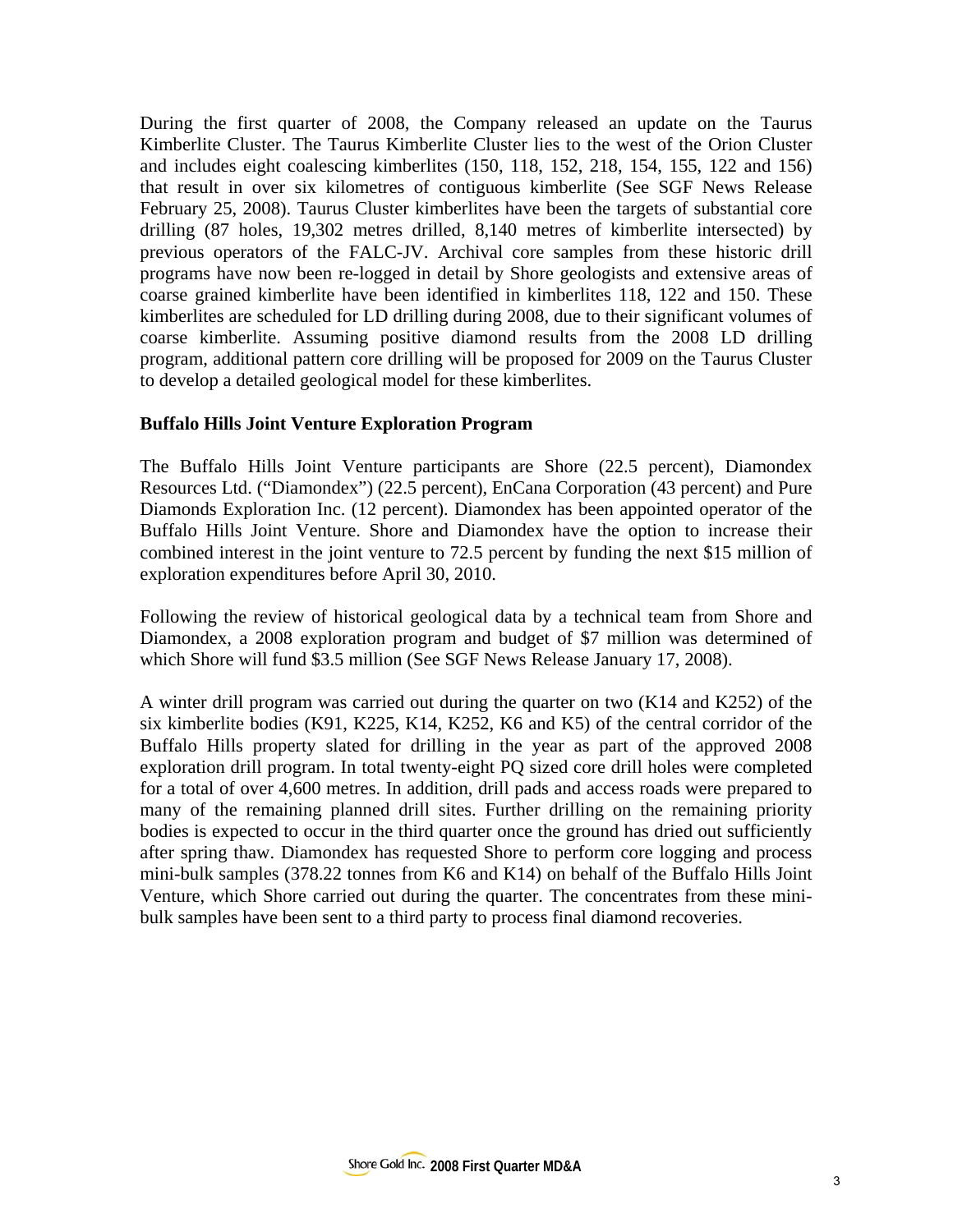During the first quarter of 2008, the Company released an update on the Taurus Kimberlite Cluster. The Taurus Kimberlite Cluster lies to the west of the Orion Cluster and includes eight coalescing kimberlites (150, 118, 152, 218, 154, 155, 122 and 156) that result in over six kilometres of contiguous kimberlite (See SGF News Release February 25, 2008). Taurus Cluster kimberlites have been the targets of substantial core drilling (87 holes, 19,302 metres drilled, 8,140 metres of kimberlite intersected) by previous operators of the FALC-JV. Archival core samples from these historic drill programs have now been re-logged in detail by Shore geologists and extensive areas of coarse grained kimberlite have been identified in kimberlites 118, 122 and 150. These kimberlites are scheduled for LD drilling during 2008, due to their significant volumes of coarse kimberlite. Assuming positive diamond results from the 2008 LD drilling program, additional pattern core drilling will be proposed for 2009 on the Taurus Cluster to develop a detailed geological model for these kimberlites.

**Buffalo Hills Joint Venture Exploration Program**

The Buffalo Hills Joint Venture participants are Shore (22.5 percent), Diamondex Resources Ltd. ("Diamondex") (22.5 percent), EnCana Corporation (43 percent) and Pure Diamonds Exploration Inc. (12 percent). Diamondex has been appointed operator of the Buffalo Hills Joint Venture. Shore and Diamondex have the option to increase their combined interest in the joint venture to 72.5 percent by funding the next $15 million of exploration expenditures before April 30, 2010.

Following the review of historical geological data by a technical team from Shore and Diamondex, a 2008 exploration program and budget of $7 million was determined of which Shore will fund $3.5 million (See SGF News Release January 17, 2008).

A winter drill program was carried out during the quarter on two (K14 and K252) of the six kimberlite bodies (K91, K225, K14, K252, K6 and K5) of the central corridor of the Buffalo Hills property slated for drilling in the year as part of the approved 2008 exploration drill program. In total twenty-eight PQ sized core drill holes were completed for a total of over 4,600 metres. In addition, drill pads and access roads were prepared to many of the remaining planned drill sites. Further drilling on the remaining priority bodies is expected to occur in the third quarter once the ground has dried out sufficiently after spring thaw. Diamondex has requested Shore to perform core logging and process mini-bulk samples (378.22 tonnes from K6 and K14) on behalf of the Buffalo Hills Joint Venture, which Shore carried out during the quarter. The concentrates from these mini-bulk samples have been sent to a third party to process final diamond recoveries.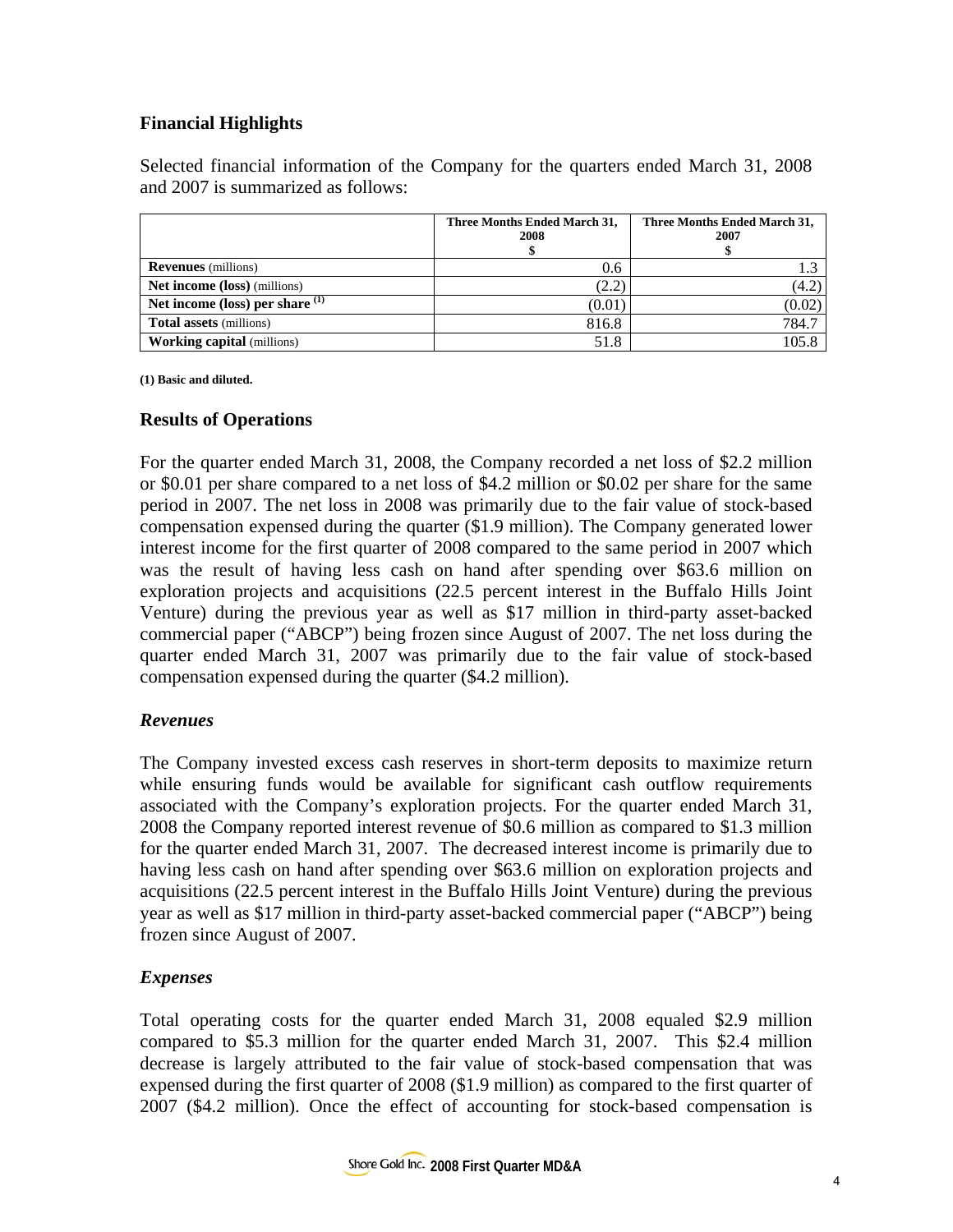## Financial Highlights

Selected financial information of the Company for the quarters ended March 31, 2008 and 2007 is summarized as follows:

| | Three Months Ended March 31, 2008 $ | Three Months Ended March 31, 2007 $ |
|---|---|---|
| **Revenues** (millions) | 0.6 | 1.3 |
| **Net income (loss)** (millions) | (2.2) | (4.2) |
| **Net income (loss) per share** [(1)] | (0.01) | (0.02) |
| **Total assets** (millions) | 816.8 | 784.7 |
| **Working capital** (millions) | 51.8 | 105.8 |

**(1) Basic and diluted.**

## Results of Operations

For the quarter ended March 31, 2008, the Company recorded a net loss of $2.2 million or $0.01 per share compared to a net loss of $4.2 million or $0.02 per share for the same period in 2007. The net loss in 2008 was primarily due to the fair value of stock-based compensation expensed during the quarter ($1.9 million). The Company generated lower interest income for the first quarter of 2008 compared to the same period in 2007 which was the result of having less cash on hand after spending over $63.6 million on exploration projects and acquisitions (22.5 percent interest in the Buffalo Hills Joint Venture) during the previous year as well as $17 million in third-party asset-backed commercial paper ("ABCP") being frozen since August of 2007. The net loss during the quarter ended March 31, 2007 was primarily due to the fair value of stock-based compensation expensed during the quarter ($4.2 million).

### *Revenues*

The Company invested excess cash reserves in short-term deposits to maximize return while ensuring funds would be available for significant cash outflow requirements associated with the Company's exploration projects. For the quarter ended March 31, 2008 the Company reported interest revenue of $0.6 million as compared to $1.3 million for the quarter ended March 31, 2007. The decreased interest income is primarily due to having less cash on hand after spending over $63.6 million on exploration projects and acquisitions (22.5 percent interest in the Buffalo Hills Joint Venture) during the previous year as well as $17 million in third-party asset-backed commercial paper ("ABCP") being frozen since August of 2007.

### *Expenses*

Total operating costs for the quarter ended March 31, 2008 equaled $2.9 million compared to $5.3 million for the quarter ended March 31, 2007. This $2.4 million decrease is largely attributed to the fair value of stock-based compensation that was expensed during the first quarter of 2008 ($1.9 million) as compared to the first quarter of 2007 ($4.2 million). Once the effect of accounting for stock-based compensation is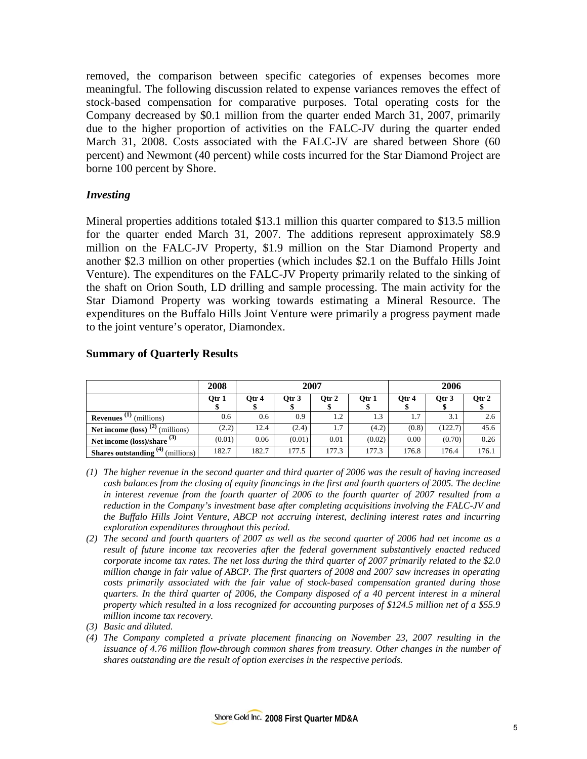removed, the comparison between specific categories of expenses becomes more meaningful. The following discussion related to expense variances removes the effect of stock-based compensation for comparative purposes. Total operating costs for the Company decreased by $0.1 million from the quarter ended March 31, 2007, primarily due to the higher proportion of activities on the FALC-JV during the quarter ended March 31, 2008. Costs associated with the FALC-JV are shared between Shore (60 percent) and Newmont (40 percent) while costs incurred for the Star Diamond Project are borne 100 percent by Shore.

### *Investing*

Mineral properties additions totaled $13.1 million this quarter compared to $13.5 million for the quarter ended March 31, 2007. The additions represent approximately $8.9 million on the FALC-JV Property, $1.9 million on the Star Diamond Property and another $2.3 million on other properties (which includes $2.1 on the Buffalo Hills Joint Venture). The expenditures on the FALC-JV Property primarily related to the sinking of the shaft on Orion South, LD drilling and sample processing. The main activity for the Star Diamond Property was working towards estimating a Mineral Resource. The expenditures on the Buffalo Hills Joint Venture were primarily a progress payment made to the joint venture's operator, Diamondex.

## Summary of Quarterly Results

| | 2008 | 2007 | | | | 2006 | | |
|---|---|---|---|---|---|---|---|---|
| | Qtr 1 $ | Qtr 4 $ | Qtr 3 $ | Qtr 2 $ | Qtr 1 $ | Qtr 4 $ | Qtr 3 $ | Qtr 2 $ |
| **Revenues** [(1)] (millions) | 0.6 | 0.6 | 0.9 | 1.2 | 1.3 | 1.7 | 3.1 | 2.6 |
| **Net income (loss)** [(2)] (millions) | (2.2) | 12.4 | (2.4) | 1.7 | (4.2) | (0.8) | (122.7) | 45.6 |
| **Net income (loss)/share** [(3)] | (0.01) | 0.06 | (0.01) | 0.01 | (0.02) | 0.00 | (0.70) | 0.26 |
| **Shares outstanding** [(4)] (millions) | 182.7 | 182.7 | 177.5 | 177.3 | 177.3 | 176.8 | 176.4 | 176.1 |

*(1) The higher revenue in the second quarter and third quarter of 2006 was the result of having increased cash balances from the closing of equity financings in the first and fourth quarters of 2005. The decline in interest revenue from the fourth quarter of 2006 to the fourth quarter of 2007 resulted from a reduction in the Company's investment base after completing acquisitions involving the FALC-JV and the Buffalo Hills Joint Venture, ABCP not accruing interest, declining interest rates and incurring exploration expenditures throughout this period.*

*(2) The second and fourth quarters of 2007 as well as the second quarter of 2006 had net income as a result of future income tax recoveries after the federal government substantively enacted reduced corporate income tax rates. The net loss during the third quarter of 2007 primarily related to the $2.0 million change in fair value of ABCP. The first quarters of 2008 and 2007 saw increases in operating costs primarily associated with the fair value of stock-based compensation granted during those quarters. In the third quarter of 2006, the Company disposed of a 40 percent interest in a mineral property which resulted in a loss recognized for accounting purposes of $124.5 million net of a $55.9 million income tax recovery.*

*(3) Basic and diluted.*

*(4) The Company completed a private placement financing on November 23, 2007 resulting in the issuance of 4.76 million flow-through common shares from treasury. Other changes in the number of shares outstanding are the result of option exercises in the respective periods.*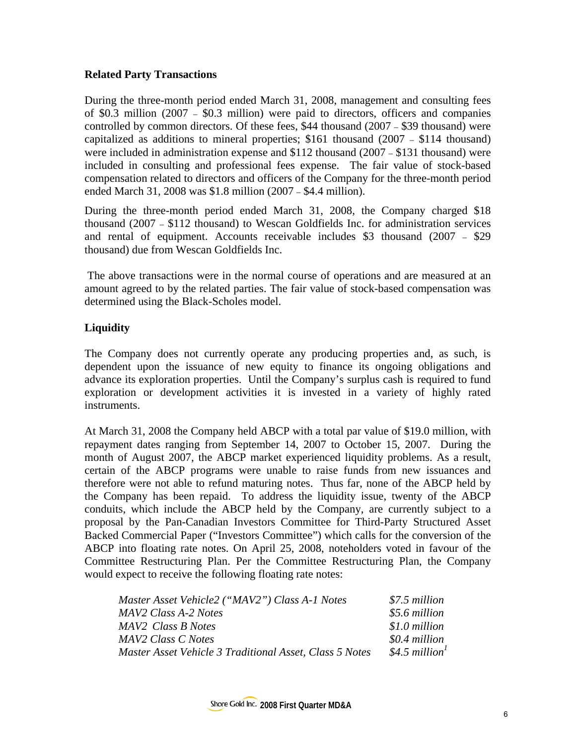## Related Party Transactions

During the three-month period ended March 31, 2008, management and consulting fees of \$0.3 million (2007 – \$0.3 million) were paid to directors, officers and companies controlled by common directors. Of these fees, \$44 thousand (2007 – \$39 thousand) were capitalized as additions to mineral properties; \$161 thousand (2007 – \$114 thousand) were included in administration expense and \$112 thousand (2007 – \$131 thousand) were included in consulting and professional fees expense. The fair value of stock-based compensation related to directors and officers of the Company for the three-month period ended March 31, 2008 was \$1.8 million (2007 – \$4.4 million).

During the three-month period ended March 31, 2008, the Company charged \$18 thousand (2007 – \$112 thousand) to Wescan Goldfields Inc. for administration services and rental of equipment. Accounts receivable includes \$3 thousand (2007 – \$29 thousand) due from Wescan Goldfields Inc.

The above transactions were in the normal course of operations and are measured at an amount agreed to by the related parties. The fair value of stock-based compensation was determined using the Black-Scholes model.

## Liquidity

The Company does not currently operate any producing properties and, as such, is dependent upon the issuance of new equity to finance its ongoing obligations and advance its exploration properties. Until the Company's surplus cash is required to fund exploration or development activities it is invested in a variety of highly rated instruments.

At March 31, 2008 the Company held ABCP with a total par value of \$19.0 million, with repayment dates ranging from September 14, 2007 to October 15, 2007. During the month of August 2007, the ABCP market experienced liquidity problems. As a result, certain of the ABCP programs were unable to raise funds from new issuances and therefore were not able to refund maturing notes. Thus far, none of the ABCP held by the Company has been repaid. To address the liquidity issue, twenty of the ABCP conduits, which include the ABCP held by the Company, are currently subject to a proposal by the Pan-Canadian Investors Committee for Third-Party Structured Asset Backed Commercial Paper ("Investors Committee") which calls for the conversion of the ABCP into floating rate notes. On April 25, 2008, noteholders voted in favour of the Committee Restructuring Plan. Per the Committee Restructuring Plan, the Company would expect to receive the following floating rate notes:

| | |
|---|---|
| *Master Asset Vehicle2 ("MAV2") Class A-1 Notes* | *\$7.5 million* |
| *MAV2 Class A-2 Notes* | *\$5.6 million* |
| *MAV2 Class B Notes* | *\$1.0 million* |
| *MAV2 Class C Notes* | *\$0.4 million* |
| *Master Asset Vehicle 3 Traditional Asset, Class 5 Notes* | *\$4.5 million*[1] |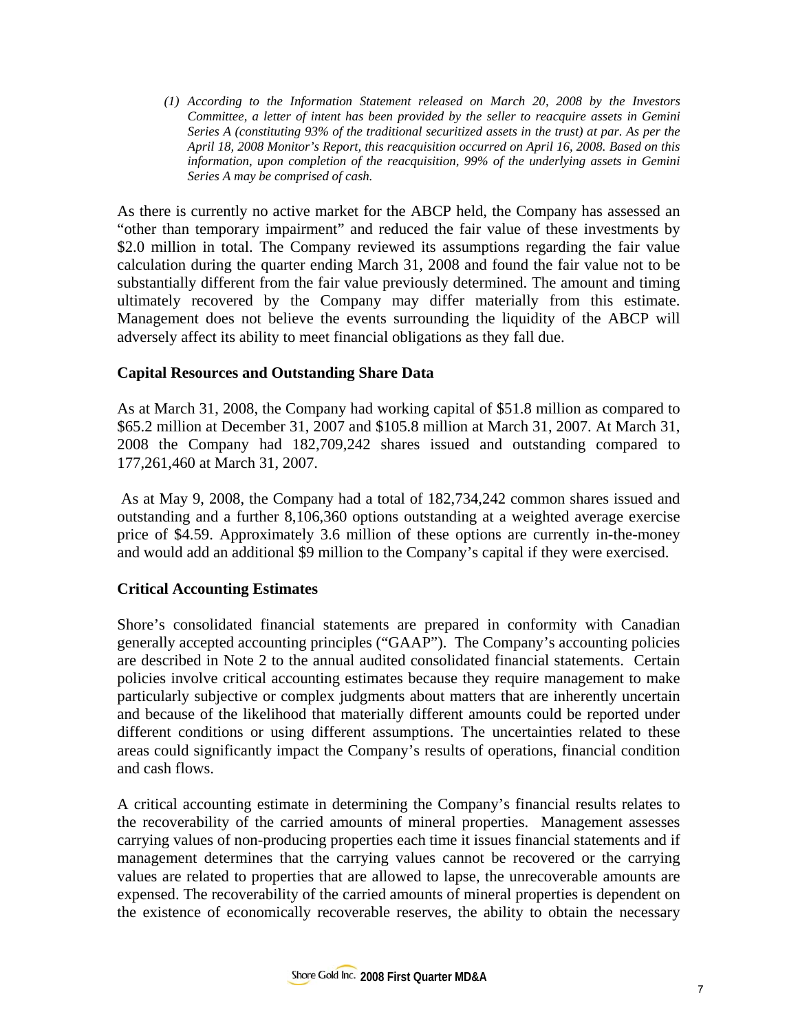*(1) According to the Information Statement released on March 20, 2008 by the Investors Committee, a letter of intent has been provided by the seller to reacquire assets in Gemini Series A (constituting 93% of the traditional securitized assets in the trust) at par. As per the April 18, 2008 Monitor's Report, this reacquisition occurred on April 16, 2008. Based on this information, upon completion of the reacquisition, 99% of the underlying assets in Gemini Series A may be comprised of cash.*

As there is currently no active market for the ABCP held, the Company has assessed an "other than temporary impairment" and reduced the fair value of these investments by \$2.0 million in total. The Company reviewed its assumptions regarding the fair value calculation during the quarter ending March 31, 2008 and found the fair value not to be substantially different from the fair value previously determined. The amount and timing ultimately recovered by the Company may differ materially from this estimate. Management does not believe the events surrounding the liquidity of the ABCP will adversely affect its ability to meet financial obligations as they fall due.

### Capital Resources and Outstanding Share Data

As at March 31, 2008, the Company had working capital of \$51.8 million as compared to \$65.2 million at December 31, 2007 and \$105.8 million at March 31, 2007. At March 31, 2008 the Company had 182,709,242 shares issued and outstanding compared to 177,261,460 at March 31, 2007.

As at May 9, 2008, the Company had a total of 182,734,242 common shares issued and outstanding and a further 8,106,360 options outstanding at a weighted average exercise price of \$4.59. Approximately 3.6 million of these options are currently in-the-money and would add an additional \$9 million to the Company's capital if they were exercised.

### Critical Accounting Estimates

Shore's consolidated financial statements are prepared in conformity with Canadian generally accepted accounting principles ("GAAP"). The Company's accounting policies are described in Note 2 to the annual audited consolidated financial statements. Certain policies involve critical accounting estimates because they require management to make particularly subjective or complex judgments about matters that are inherently uncertain and because of the likelihood that materially different amounts could be reported under different conditions or using different assumptions. The uncertainties related to these areas could significantly impact the Company's results of operations, financial condition and cash flows.

A critical accounting estimate in determining the Company's financial results relates to the recoverability of the carried amounts of mineral properties. Management assesses carrying values of non-producing properties each time it issues financial statements and if management determines that the carrying values cannot be recovered or the carrying values are related to properties that are allowed to lapse, the unrecoverable amounts are expensed. The recoverability of the carried amounts of mineral properties is dependent on the existence of economically recoverable reserves, the ability to obtain the necessary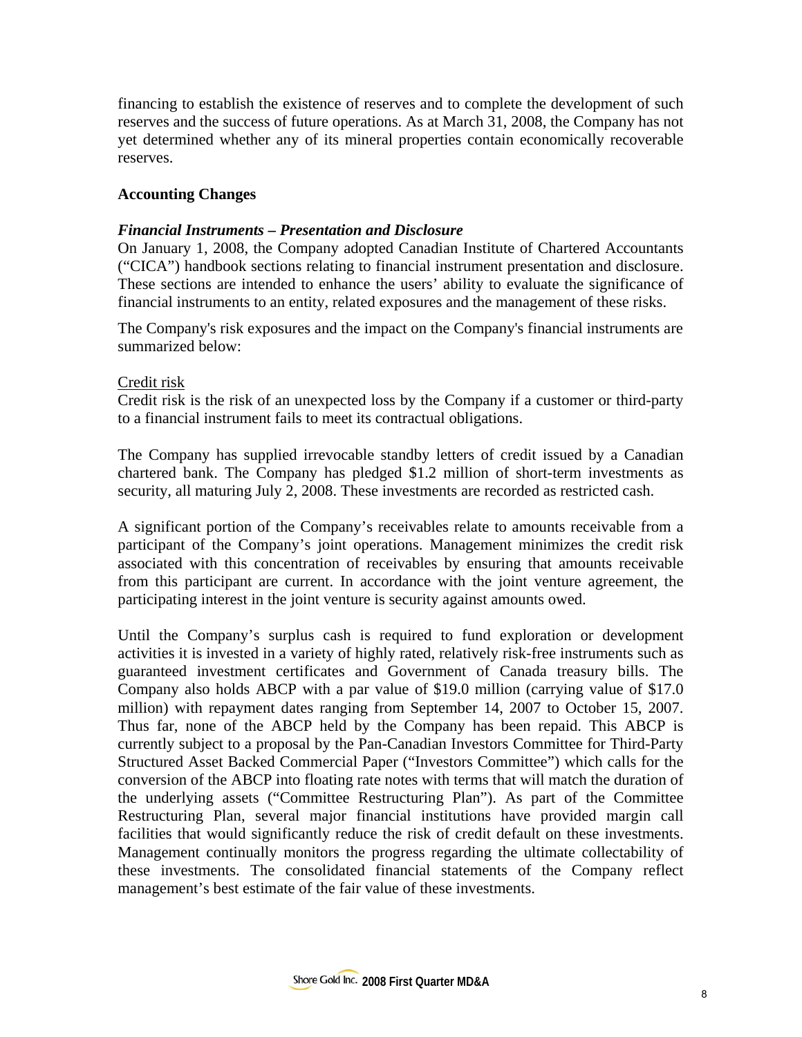financing to establish the existence of reserves and to complete the development of such reserves and the success of future operations. As at March 31, 2008, the Company has not yet determined whether any of its mineral properties contain economically recoverable reserves.

## Accounting Changes

### *Financial Instruments – Presentation and Disclosure*

On January 1, 2008, the Company adopted Canadian Institute of Chartered Accountants ("CICA") handbook sections relating to financial instrument presentation and disclosure. These sections are intended to enhance the users' ability to evaluate the significance of financial instruments to an entity, related exposures and the management of these risks.

The Company's risk exposures and the impact on the Company's financial instruments are summarized below:

<u>Credit risk</u>

Credit risk is the risk of an unexpected loss by the Company if a customer or third-party to a financial instrument fails to meet its contractual obligations.

The Company has supplied irrevocable standby letters of credit issued by a Canadian chartered bank. The Company has pledged $1.2 million of short-term investments as security, all maturing July 2, 2008. These investments are recorded as restricted cash.

A significant portion of the Company's receivables relate to amounts receivable from a participant of the Company's joint operations. Management minimizes the credit risk associated with this concentration of receivables by ensuring that amounts receivable from this participant are current. In accordance with the joint venture agreement, the participating interest in the joint venture is security against amounts owed.

Until the Company's surplus cash is required to fund exploration or development activities it is invested in a variety of highly rated, relatively risk-free instruments such as guaranteed investment certificates and Government of Canada treasury bills. The Company also holds ABCP with a par value of $19.0 million (carrying value of $17.0 million) with repayment dates ranging from September 14, 2007 to October 15, 2007. Thus far, none of the ABCP held by the Company has been repaid. This ABCP is currently subject to a proposal by the Pan-Canadian Investors Committee for Third-Party Structured Asset Backed Commercial Paper ("Investors Committee") which calls for the conversion of the ABCP into floating rate notes with terms that will match the duration of the underlying assets ("Committee Restructuring Plan"). As part of the Committee Restructuring Plan, several major financial institutions have provided margin call facilities that would significantly reduce the risk of credit default on these investments. Management continually monitors the progress regarding the ultimate collectability of these investments. The consolidated financial statements of the Company reflect management's best estimate of the fair value of these investments.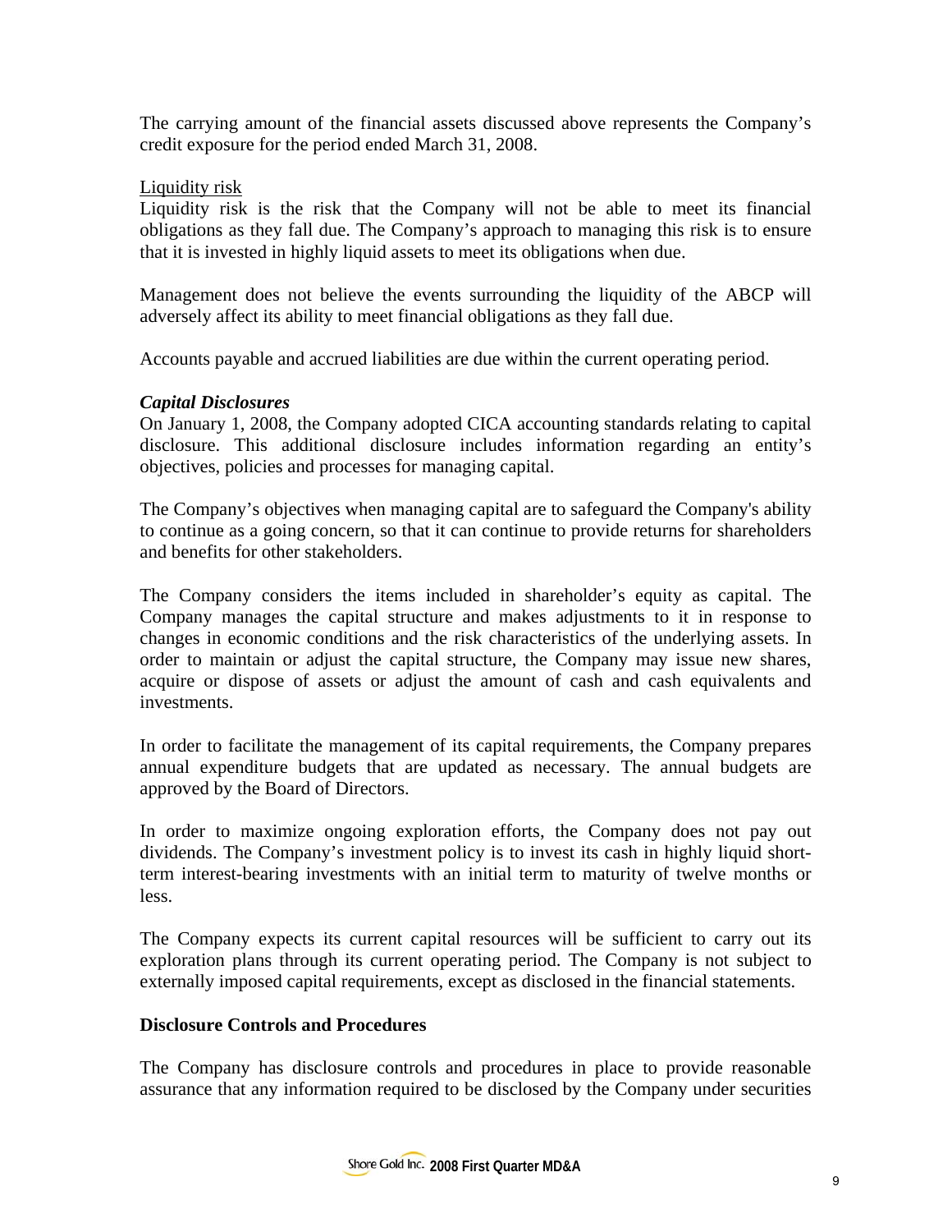The carrying amount of the financial assets discussed above represents the Company's credit exposure for the period ended March 31, 2008.

Liquidity risk

Liquidity risk is the risk that the Company will not be able to meet its financial obligations as they fall due. The Company's approach to managing this risk is to ensure that it is invested in highly liquid assets to meet its obligations when due.

Management does not believe the events surrounding the liquidity of the ABCP will adversely affect its ability to meet financial obligations as they fall due.

Accounts payable and accrued liabilities are due within the current operating period.

***Capital Disclosures***

On January 1, 2008, the Company adopted CICA accounting standards relating to capital disclosure. This additional disclosure includes information regarding an entity's objectives, policies and processes for managing capital.

The Company's objectives when managing capital are to safeguard the Company's ability to continue as a going concern, so that it can continue to provide returns for shareholders and benefits for other stakeholders.

The Company considers the items included in shareholder's equity as capital. The Company manages the capital structure and makes adjustments to it in response to changes in economic conditions and the risk characteristics of the underlying assets. In order to maintain or adjust the capital structure, the Company may issue new shares, acquire or dispose of assets or adjust the amount of cash and cash equivalents and investments.

In order to facilitate the management of its capital requirements, the Company prepares annual expenditure budgets that are updated as necessary. The annual budgets are approved by the Board of Directors.

In order to maximize ongoing exploration efforts, the Company does not pay out dividends. The Company's investment policy is to invest its cash in highly liquid short-term interest-bearing investments with an initial term to maturity of twelve months or less.

The Company expects its current capital resources will be sufficient to carry out its exploration plans through its current operating period. The Company is not subject to externally imposed capital requirements, except as disclosed in the financial statements.

**Disclosure Controls and Procedures**

The Company has disclosure controls and procedures in place to provide reasonable assurance that any information required to be disclosed by the Company under securities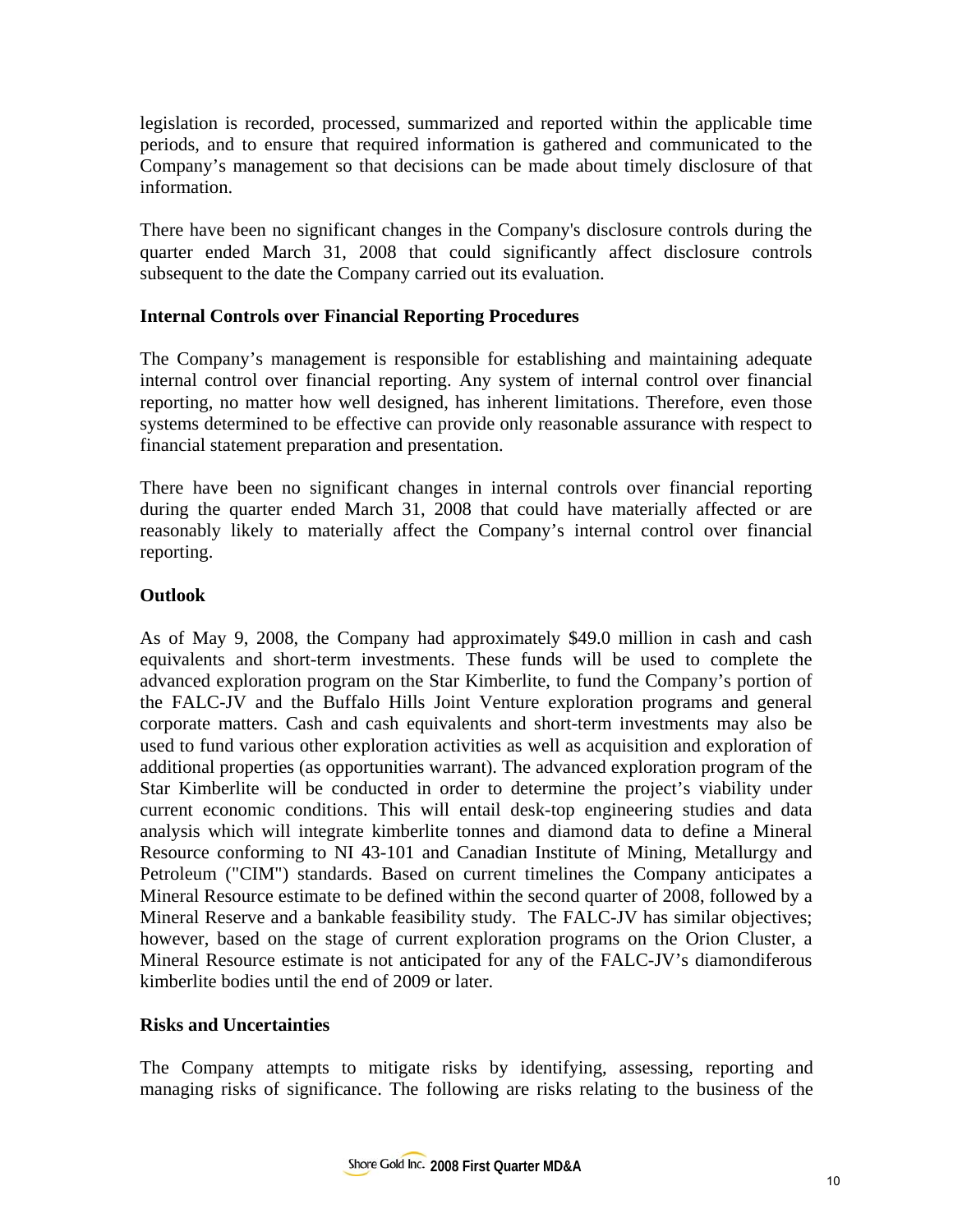legislation is recorded, processed, summarized and reported within the applicable time periods, and to ensure that required information is gathered and communicated to the Company's management so that decisions can be made about timely disclosure of that information.

There have been no significant changes in the Company's disclosure controls during the quarter ended March 31, 2008 that could significantly affect disclosure controls subsequent to the date the Company carried out its evaluation.

### Internal Controls over Financial Reporting Procedures

The Company's management is responsible for establishing and maintaining adequate internal control over financial reporting. Any system of internal control over financial reporting, no matter how well designed, has inherent limitations. Therefore, even those systems determined to be effective can provide only reasonable assurance with respect to financial statement preparation and presentation.

There have been no significant changes in internal controls over financial reporting during the quarter ended March 31, 2008 that could have materially affected or are reasonably likely to materially affect the Company's internal control over financial reporting.

### Outlook

As of May 9, 2008, the Company had approximately $49.0 million in cash and cash equivalents and short-term investments. These funds will be used to complete the advanced exploration program on the Star Kimberlite, to fund the Company's portion of the FALC-JV and the Buffalo Hills Joint Venture exploration programs and general corporate matters. Cash and cash equivalents and short-term investments may also be used to fund various other exploration activities as well as acquisition and exploration of additional properties (as opportunities warrant). The advanced exploration program of the Star Kimberlite will be conducted in order to determine the project's viability under current economic conditions. This will entail desk-top engineering studies and data analysis which will integrate kimberlite tonnes and diamond data to define a Mineral Resource conforming to NI 43-101 and Canadian Institute of Mining, Metallurgy and Petroleum ("CIM") standards. Based on current timelines the Company anticipates a Mineral Resource estimate to be defined within the second quarter of 2008, followed by a Mineral Reserve and a bankable feasibility study. The FALC-JV has similar objectives; however, based on the stage of current exploration programs on the Orion Cluster, a Mineral Resource estimate is not anticipated for any of the FALC-JV's diamondiferous kimberlite bodies until the end of 2009 or later.

### Risks and Uncertainties

The Company attempts to mitigate risks by identifying, assessing, reporting and managing risks of significance. The following are risks relating to the business of the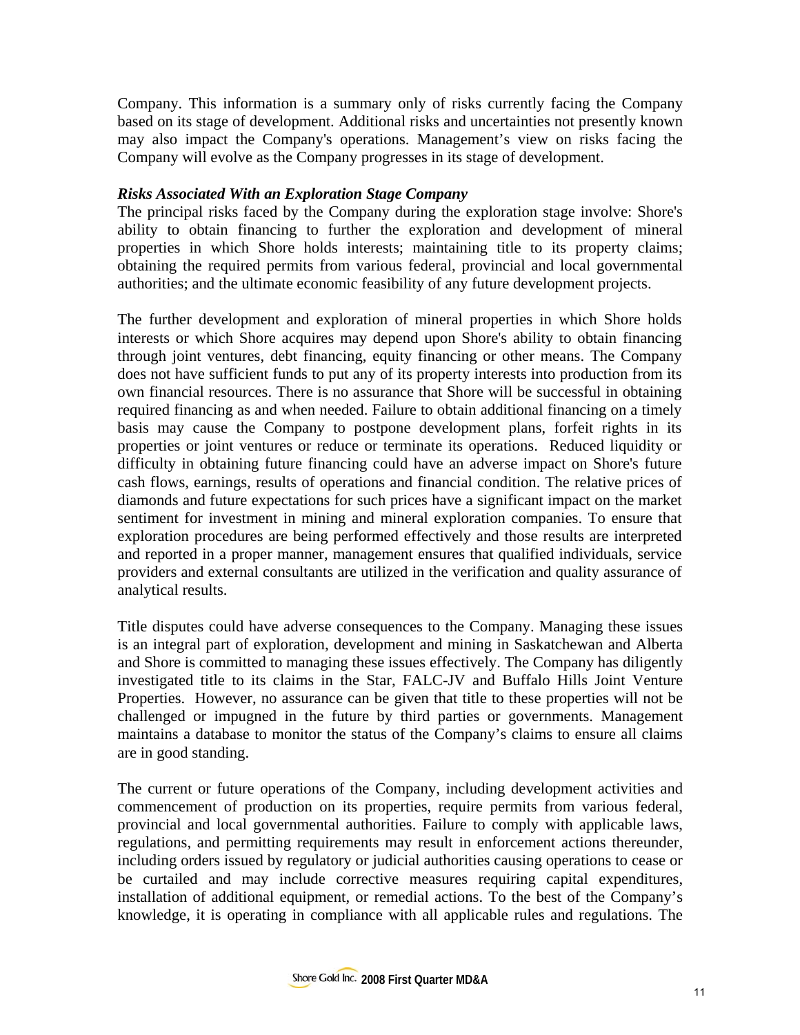Company. This information is a summary only of risks currently facing the Company based on its stage of development. Additional risks and uncertainties not presently known may also impact the Company's operations. Management's view on risks facing the Company will evolve as the Company progresses in its stage of development.

***Risks Associated With an Exploration Stage Company***

The principal risks faced by the Company during the exploration stage involve: Shore's ability to obtain financing to further the exploration and development of mineral properties in which Shore holds interests; maintaining title to its property claims; obtaining the required permits from various federal, provincial and local governmental authorities; and the ultimate economic feasibility of any future development projects.

The further development and exploration of mineral properties in which Shore holds interests or which Shore acquires may depend upon Shore's ability to obtain financing through joint ventures, debt financing, equity financing or other means. The Company does not have sufficient funds to put any of its property interests into production from its own financial resources. There is no assurance that Shore will be successful in obtaining required financing as and when needed. Failure to obtain additional financing on a timely basis may cause the Company to postpone development plans, forfeit rights in its properties or joint ventures or reduce or terminate its operations. Reduced liquidity or difficulty in obtaining future financing could have an adverse impact on Shore's future cash flows, earnings, results of operations and financial condition. The relative prices of diamonds and future expectations for such prices have a significant impact on the market sentiment for investment in mining and mineral exploration companies. To ensure that exploration procedures are being performed effectively and those results are interpreted and reported in a proper manner, management ensures that qualified individuals, service providers and external consultants are utilized in the verification and quality assurance of analytical results.

Title disputes could have adverse consequences to the Company. Managing these issues is an integral part of exploration, development and mining in Saskatchewan and Alberta and Shore is committed to managing these issues effectively. The Company has diligently investigated title to its claims in the Star, FALC-JV and Buffalo Hills Joint Venture Properties. However, no assurance can be given that title to these properties will not be challenged or impugned in the future by third parties or governments. Management maintains a database to monitor the status of the Company's claims to ensure all claims are in good standing.

The current or future operations of the Company, including development activities and commencement of production on its properties, require permits from various federal, provincial and local governmental authorities. Failure to comply with applicable laws, regulations, and permitting requirements may result in enforcement actions thereunder, including orders issued by regulatory or judicial authorities causing operations to cease or be curtailed and may include corrective measures requiring capital expenditures, installation of additional equipment, or remedial actions. To the best of the Company's knowledge, it is operating in compliance with all applicable rules and regulations. The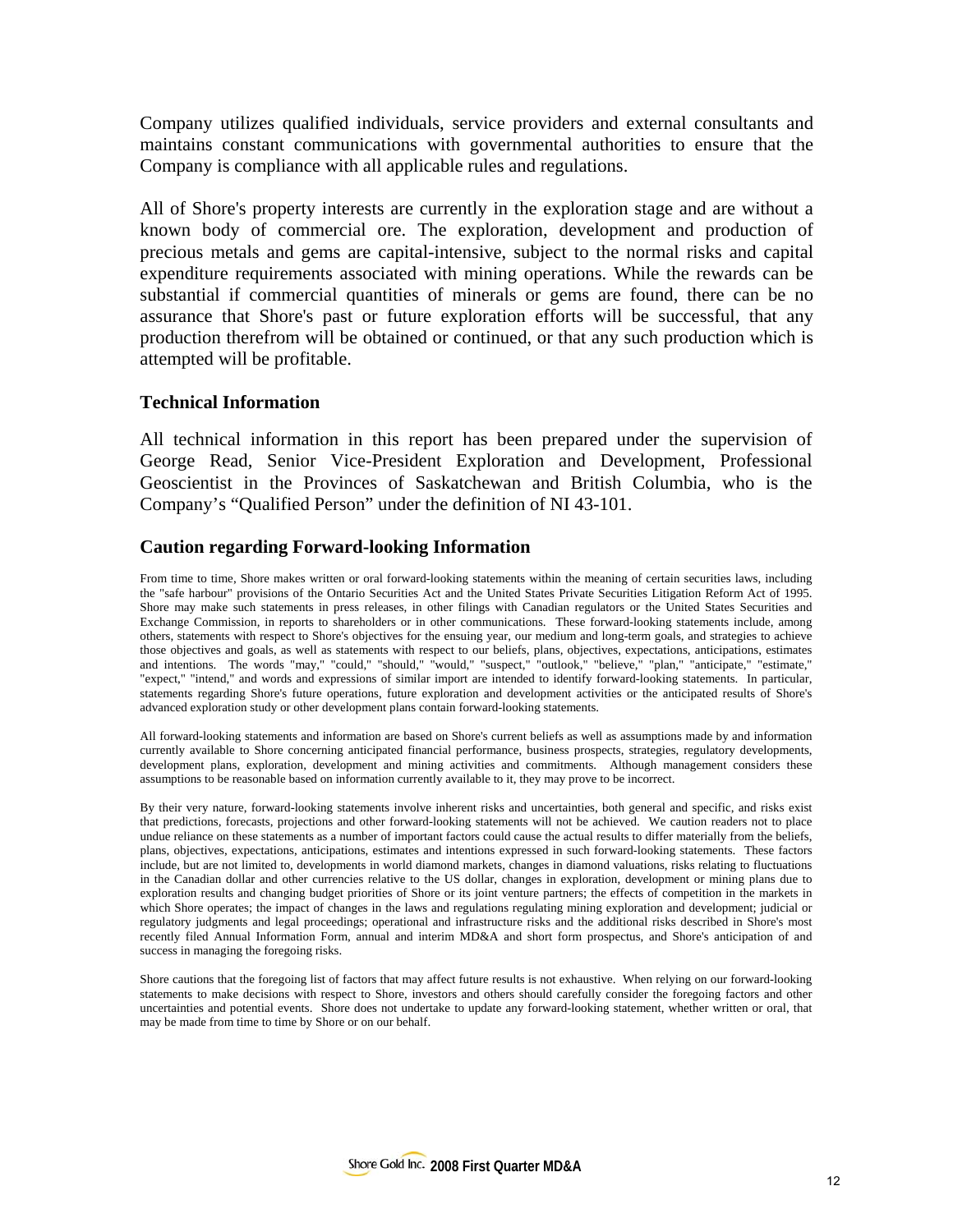Company utilizes qualified individuals, service providers and external consultants and maintains constant communications with governmental authorities to ensure that the Company is compliance with all applicable rules and regulations.

All of Shore's property interests are currently in the exploration stage and are without a known body of commercial ore. The exploration, development and production of precious metals and gems are capital-intensive, subject to the normal risks and capital expenditure requirements associated with mining operations. While the rewards can be substantial if commercial quantities of minerals or gems are found, there can be no assurance that Shore's past or future exploration efforts will be successful, that any production therefrom will be obtained or continued, or that any such production which is attempted will be profitable.

## Technical Information

All technical information in this report has been prepared under the supervision of George Read, Senior Vice-President Exploration and Development, Professional Geoscientist in the Provinces of Saskatchewan and British Columbia, who is the Company's "Qualified Person" under the definition of NI 43-101.

## Caution regarding Forward-looking Information

From time to time, Shore makes written or oral forward-looking statements within the meaning of certain securities laws, including the "safe harbour" provisions of the Ontario Securities Act and the United States Private Securities Litigation Reform Act of 1995. Shore may make such statements in press releases, in other filings with Canadian regulators or the United States Securities and Exchange Commission, in reports to shareholders or in other communications. These forward-looking statements include, among others, statements with respect to Shore's objectives for the ensuing year, our medium and long-term goals, and strategies to achieve those objectives and goals, as well as statements with respect to our beliefs, plans, objectives, expectations, anticipations, estimates and intentions. The words "may," "could," "should," "would," "suspect," "outlook," "believe," "plan," "anticipate," "estimate," "expect," "intend," and words and expressions of similar import are intended to identify forward-looking statements. In particular, statements regarding Shore's future operations, future exploration and development activities or the anticipated results of Shore's advanced exploration study or other development plans contain forward-looking statements.

All forward-looking statements and information are based on Shore's current beliefs as well as assumptions made by and information currently available to Shore concerning anticipated financial performance, business prospects, strategies, regulatory developments, development plans, exploration, development and mining activities and commitments. Although management considers these assumptions to be reasonable based on information currently available to it, they may prove to be incorrect.

By their very nature, forward-looking statements involve inherent risks and uncertainties, both general and specific, and risks exist that predictions, forecasts, projections and other forward-looking statements will not be achieved. We caution readers not to place undue reliance on these statements as a number of important factors could cause the actual results to differ materially from the beliefs, plans, objectives, expectations, anticipations, estimates and intentions expressed in such forward-looking statements. These factors include, but are not limited to, developments in world diamond markets, changes in diamond valuations, risks relating to fluctuations in the Canadian dollar and other currencies relative to the US dollar, changes in exploration, development or mining plans due to exploration results and changing budget priorities of Shore or its joint venture partners; the effects of competition in the markets in which Shore operates; the impact of changes in the laws and regulations regulating mining exploration and development; judicial or regulatory judgments and legal proceedings; operational and infrastructure risks and the additional risks described in Shore's most recently filed Annual Information Form, annual and interim MD&A and short form prospectus, and Shore's anticipation of and success in managing the foregoing risks.

Shore cautions that the foregoing list of factors that may affect future results is not exhaustive. When relying on our forward-looking statements to make decisions with respect to Shore, investors and others should carefully consider the foregoing factors and other uncertainties and potential events. Shore does not undertake to update any forward-looking statement, whether written or oral, that may be made from time to time by Shore or on our behalf.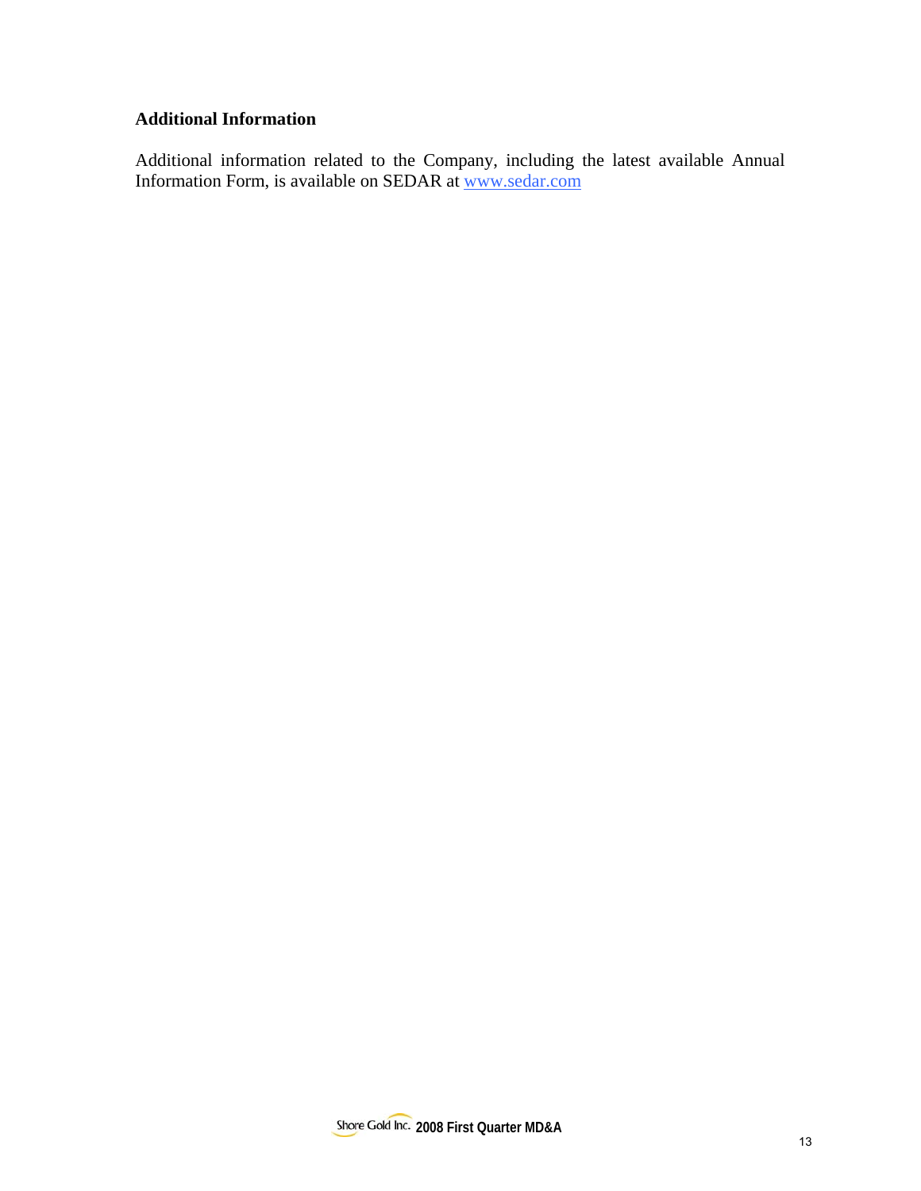## Additional Information

Additional information related to the Company, including the latest available Annual Information Form, is available on SEDAR at [www.sedar.com](http://www.sedar.com)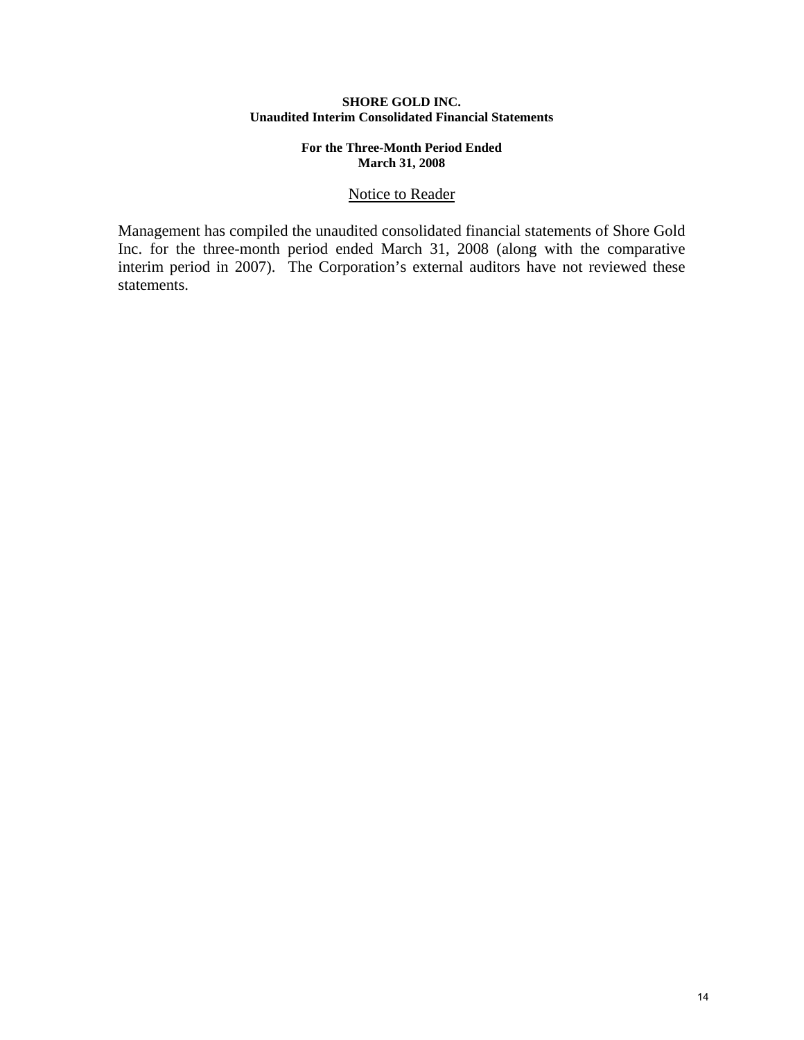**SHORE GOLD INC.**
**Unaudited Interim Consolidated Financial Statements**

**For the Three-Month Period Ended**
**March 31, 2008**

## Notice to Reader

Management has compiled the unaudited consolidated financial statements of Shore Gold Inc. for the three-month period ended March 31, 2008 (along with the comparative interim period in 2007). The Corporation's external auditors have not reviewed these statements.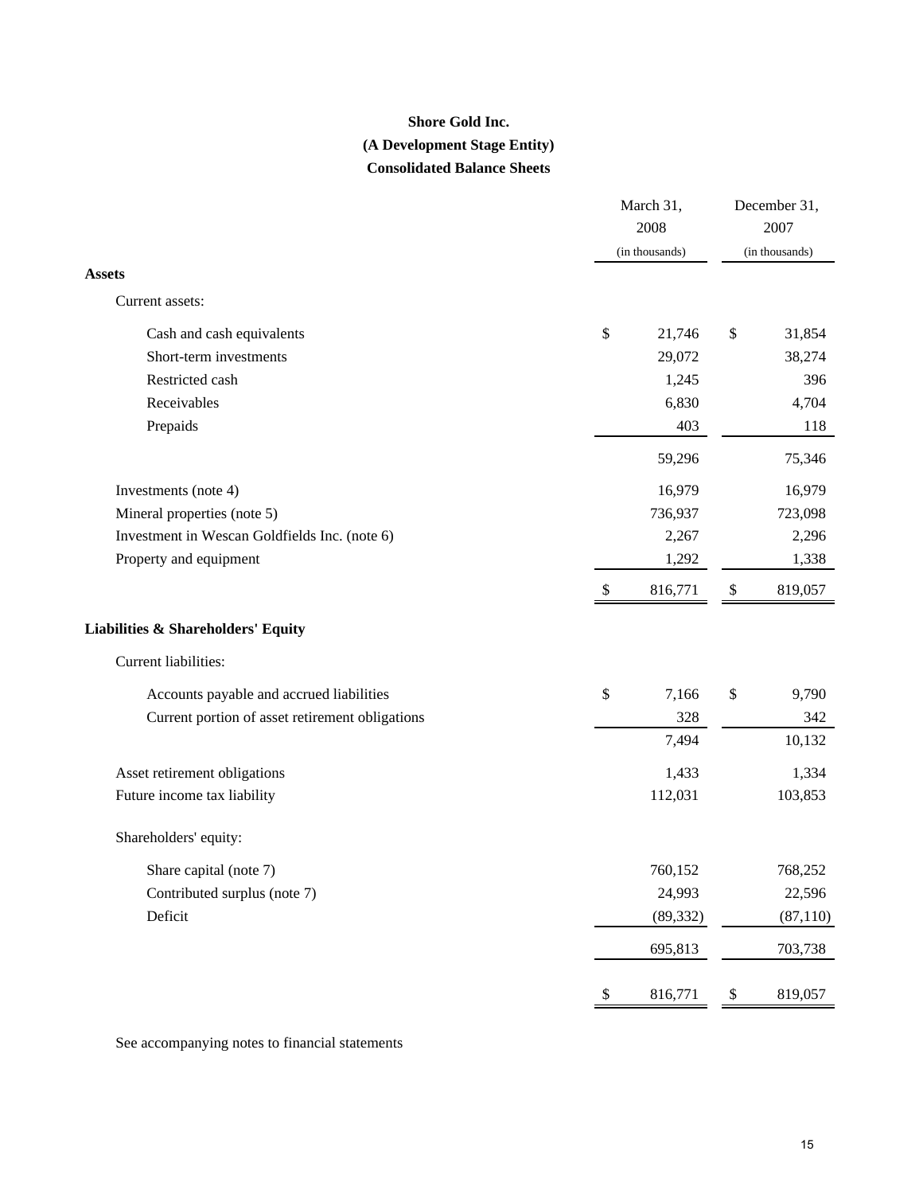**Shore Gold Inc.**

**(A Development Stage Entity)**

**Consolidated Balance Sheets**

| | March 31, 2008 (in thousands) | December 31, 2007 (in thousands) |
|---|---|---|
| **Assets** | | |
| Current assets: | | |
| Cash and cash equivalents | $ 21,746 | $ 31,854 |
| Short-term investments | 29,072 | 38,274 |
| Restricted cash | 1,245 | 396 |
| Receivables | 6,830 | 4,704 |
| Prepaids | 403 | 118 |
| | 59,296 | 75,346 |
| Investments (note 4) | 16,979 | 16,979 |
| Mineral properties (note 5) | 736,937 | 723,098 |
| Investment in Wescan Goldfields Inc. (note 6) | 2,267 | 2,296 |
| Property and equipment | 1,292 | 1,338 |
| | $ 816,771 | $ 819,057 |
| **Liabilities & Shareholders' Equity** | | |
| Current liabilities: | | |
| Accounts payable and accrued liabilities | $ 7,166 | $ 9,790 |
| Current portion of asset retirement obligations | 328 | 342 |
| | 7,494 | 10,132 |
| Asset retirement obligations | 1,433 | 1,334 |
| Future income tax liability | 112,031 | 103,853 |
| Shareholders' equity: | | |
| Share capital (note 7) | 760,152 | 768,252 |
| Contributed surplus (note 7) | 24,993 | 22,596 |
| Deficit | (89,332) | (87,110) |
| | 695,813 | 703,738 |
| | $ 816,771 | $ 819,057 |

See accompanying notes to financial statements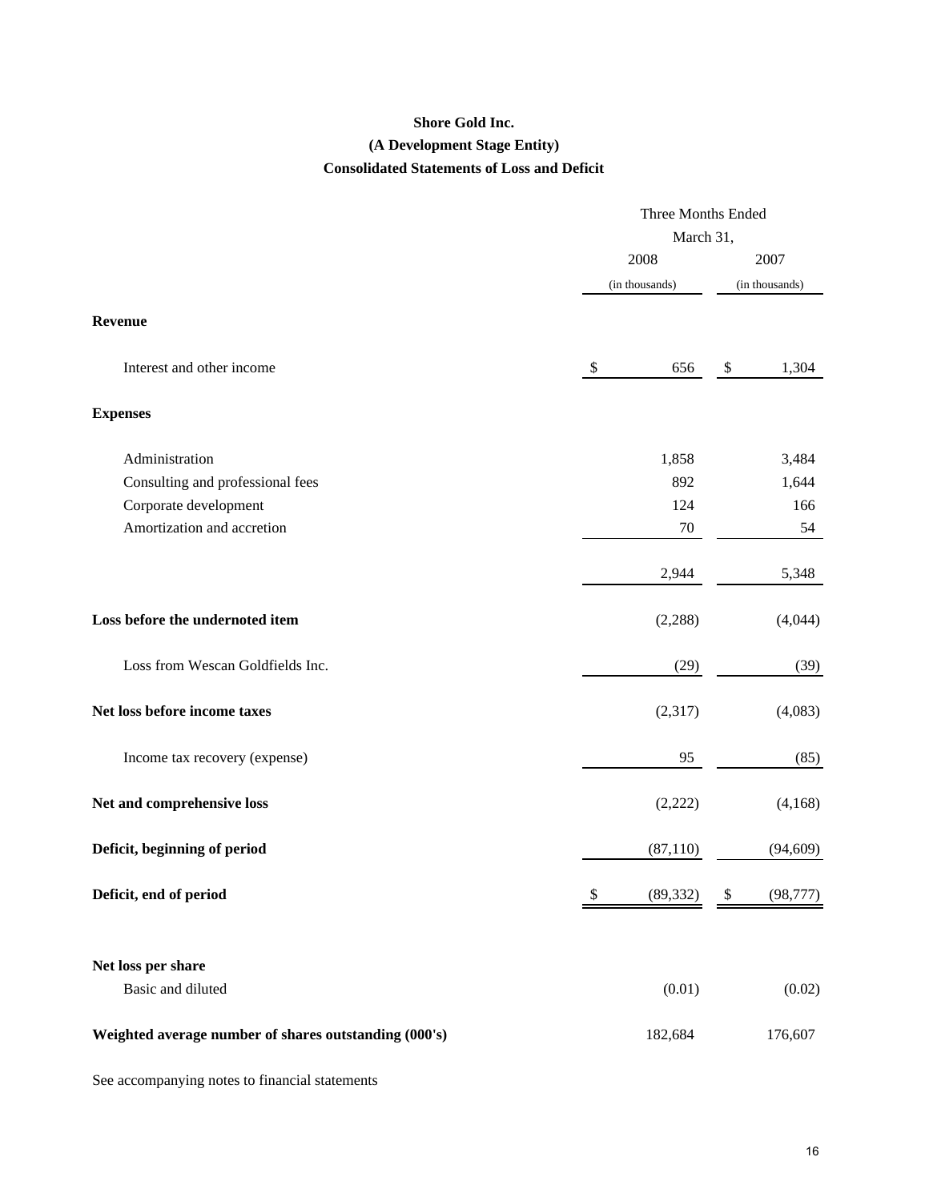**Shore Gold Inc.**

**(A Development Stage Entity)**

**Consolidated Statements of Loss and Deficit**

| | Three Months Ended March 31, 2008 (in thousands) | Three Months Ended March 31, 2007 (in thousands) |
|---|---|---|
| **Revenue** | | |
| Interest and other income | $ 656 | $ 1,304 |
| **Expenses** | | |
| Administration | 1,858 | 3,484 |
| Consulting and professional fees | 892 | 1,644 |
| Corporate development | 124 | 166 |
| Amortization and accretion | 70 | 54 |
| | 2,944 | 5,348 |
| **Loss before the undernoted item** | (2,288) | (4,044) |
| Loss from Wescan Goldfields Inc. | (29) | (39) |
| **Net loss before income taxes** | (2,317) | (4,083) |
| Income tax recovery (expense) | 95 | (85) |
| **Net and comprehensive loss** | (2,222) | (4,168) |
| **Deficit, beginning of period** | (87,110) | (94,609) |
| **Deficit, end of period** | $ (89,332) | $ (98,777) |
| **Net loss per share** | | |
| Basic and diluted | (0.01) | (0.02) |
| **Weighted average number of shares outstanding (000's)** | 182,684 | 176,607 |

See accompanying notes to financial statements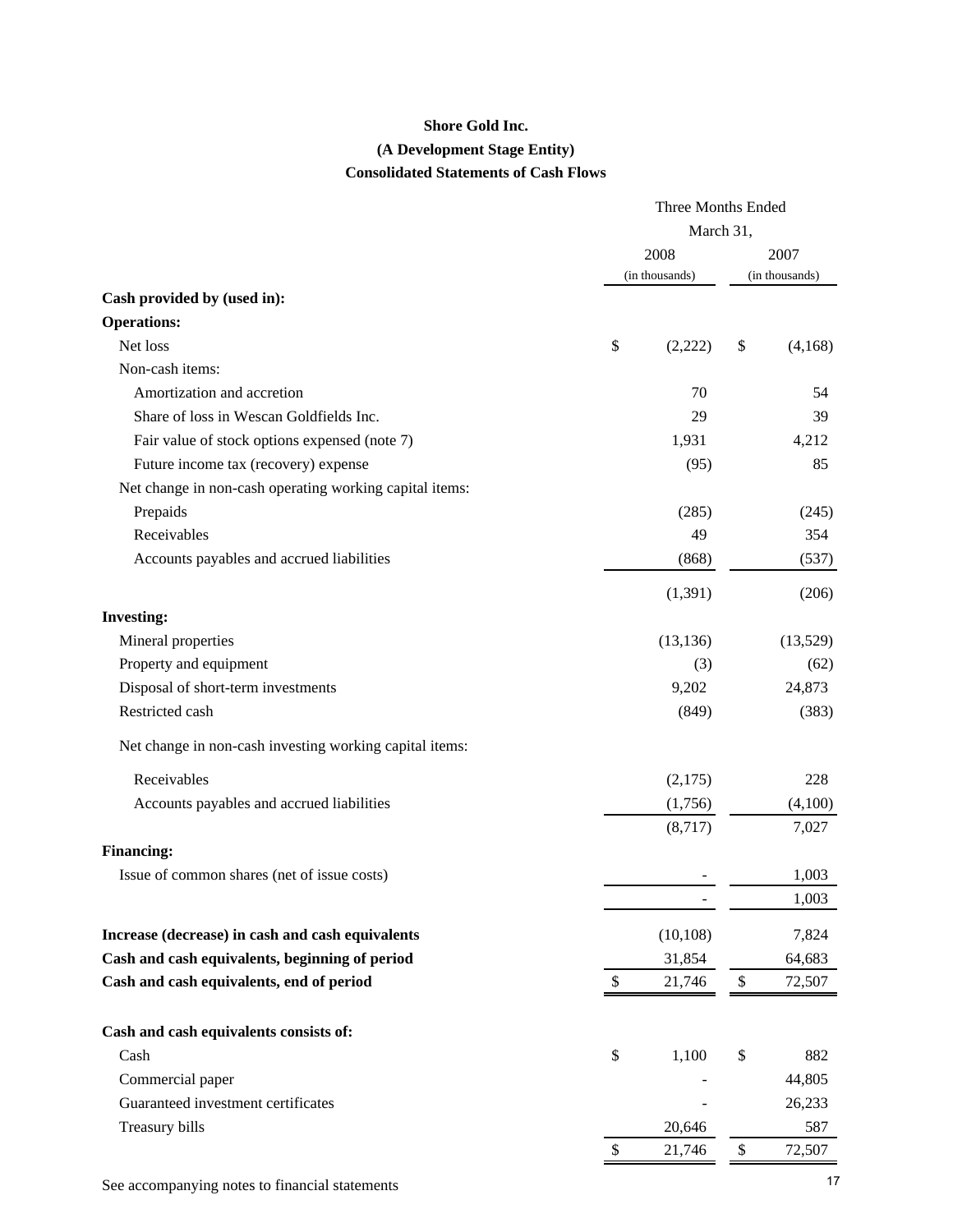**Shore Gold Inc.**

**(A Development Stage Entity)**

**Consolidated Statements of Cash Flows**

| | Three Months Ended March 31, | |
|---|---|---|
| | 2008 (in thousands) | 2007 (in thousands) |
| **Cash provided by (used in):** | | |
| **Operations:** | | |
| Net loss | $ (2,222) | $ (4,168) |
| Non-cash items: | | |
| Amortization and accretion | 70 | 54 |
| Share of loss in Wescan Goldfields Inc. | 29 | 39 |
| Fair value of stock options expensed (note 7) | 1,931 | 4,212 |
| Future income tax (recovery) expense | (95) | 85 |
| Net change in non-cash operating working capital items: | | |
| Prepaids | (285) | (245) |
| Receivables | 49 | 354 |
| Accounts payables and accrued liabilities | (868) | (537) |
| | (1,391) | (206) |
| **Investing:** | | |
| Mineral properties | (13,136) | (13,529) |
| Property and equipment | (3) | (62) |
| Disposal of short-term investments | 9,202 | 24,873 |
| Restricted cash | (849) | (383) |
| Net change in non-cash investing working capital items: | | |
| Receivables | (2,175) | 228 |
| Accounts payables and accrued liabilities | (1,756) | (4,100) |
| | (8,717) | 7,027 |
| **Financing:** | | |
| Issue of common shares (net of issue costs) | - | 1,003 |
| | - | 1,003 |
| **Increase (decrease) in cash and cash equivalents** | (10,108) | 7,824 |
| **Cash and cash equivalents, beginning of period** | 31,854 | 64,683 |
| **Cash and cash equivalents, end of period** | $ 21,746 | $ 72,507 |
| | | |
| **Cash and cash equivalents consists of:** | | |
| Cash | $ 1,100 | $ 882 |
| Commercial paper | - | 44,805 |
| Guaranteed investment certificates | - | 26,233 |
| Treasury bills | 20,646 | 587 |
| | $ 21,746 | $ 72,507 |

See accompanying notes to financial statements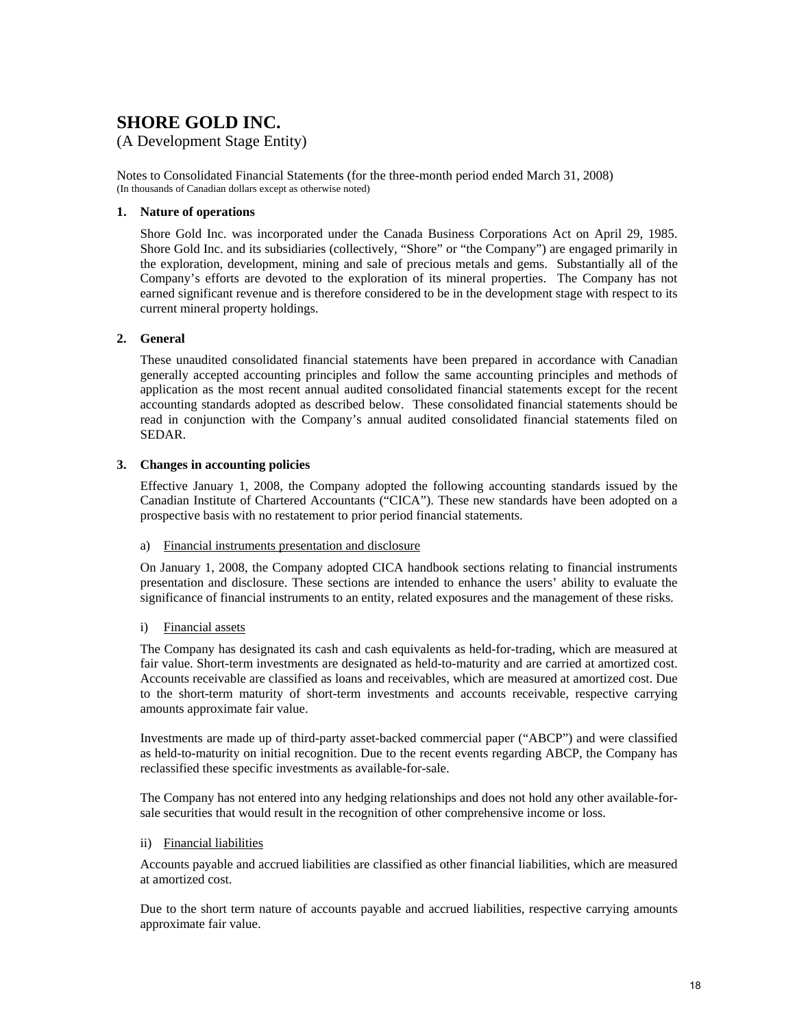# SHORE GOLD INC.

(A Development Stage Entity)

Notes to Consolidated Financial Statements (for the three-month period ended March 31, 2008)
(In thousands of Canadian dollars except as otherwise noted)

**1. Nature of operations**

Shore Gold Inc. was incorporated under the Canada Business Corporations Act on April 29, 1985. Shore Gold Inc. and its subsidiaries (collectively, "Shore" or "the Company") are engaged primarily in the exploration, development, mining and sale of precious metals and gems. Substantially all of the Company's efforts are devoted to the exploration of its mineral properties. The Company has not earned significant revenue and is therefore considered to be in the development stage with respect to its current mineral property holdings.

**2. General**

These unaudited consolidated financial statements have been prepared in accordance with Canadian generally accepted accounting principles and follow the same accounting principles and methods of application as the most recent annual audited consolidated financial statements except for the recent accounting standards adopted as described below. These consolidated financial statements should be read in conjunction with the Company's annual audited consolidated financial statements filed on SEDAR.

**3. Changes in accounting policies**

Effective January 1, 2008, the Company adopted the following accounting standards issued by the Canadian Institute of Chartered Accountants ("CICA"). These new standards have been adopted on a prospective basis with no restatement to prior period financial statements.

a) Financial instruments presentation and disclosure

On January 1, 2008, the Company adopted CICA handbook sections relating to financial instruments presentation and disclosure. These sections are intended to enhance the users' ability to evaluate the significance of financial instruments to an entity, related exposures and the management of these risks.

i) Financial assets

The Company has designated its cash and cash equivalents as held-for-trading, which are measured at fair value. Short-term investments are designated as held-to-maturity and are carried at amortized cost. Accounts receivable are classified as loans and receivables, which are measured at amortized cost. Due to the short-term maturity of short-term investments and accounts receivable, respective carrying amounts approximate fair value.

Investments are made up of third-party asset-backed commercial paper ("ABCP") and were classified as held-to-maturity on initial recognition. Due to the recent events regarding ABCP, the Company has reclassified these specific investments as available-for-sale.

The Company has not entered into any hedging relationships and does not hold any other available-for-sale securities that would result in the recognition of other comprehensive income or loss.

ii) Financial liabilities

Accounts payable and accrued liabilities are classified as other financial liabilities, which are measured at amortized cost.

Due to the short term nature of accounts payable and accrued liabilities, respective carrying amounts approximate fair value.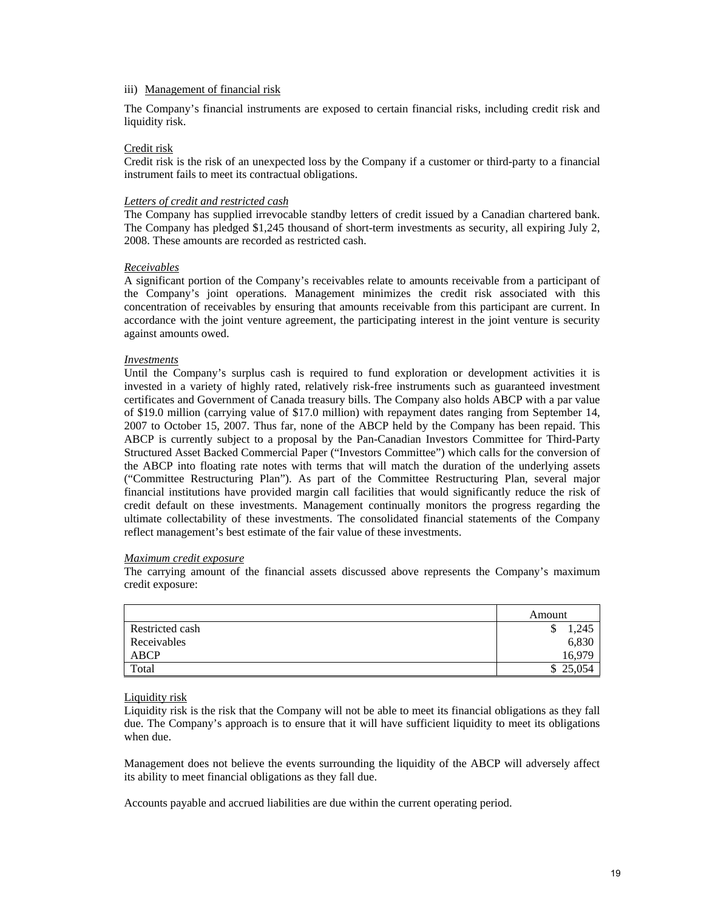iii) Management of financial risk

The Company's financial instruments are exposed to certain financial risks, including credit risk and liquidity risk.

Credit risk

Credit risk is the risk of an unexpected loss by the Company if a customer or third-party to a financial instrument fails to meet its contractual obligations.

*Letters of credit and restricted cash*

The Company has supplied irrevocable standby letters of credit issued by a Canadian chartered bank. The Company has pledged $1,245 thousand of short-term investments as security, all expiring July 2, 2008. These amounts are recorded as restricted cash.

*Receivables*

A significant portion of the Company's receivables relate to amounts receivable from a participant of the Company's joint operations. Management minimizes the credit risk associated with this concentration of receivables by ensuring that amounts receivable from this participant are current. In accordance with the joint venture agreement, the participating interest in the joint venture is security against amounts owed.

*Investments*

Until the Company's surplus cash is required to fund exploration or development activities it is invested in a variety of highly rated, relatively risk-free instruments such as guaranteed investment certificates and Government of Canada treasury bills. The Company also holds ABCP with a par value of $19.0 million (carrying value of $17.0 million) with repayment dates ranging from September 14, 2007 to October 15, 2007. Thus far, none of the ABCP held by the Company has been repaid. This ABCP is currently subject to a proposal by the Pan-Canadian Investors Committee for Third-Party Structured Asset Backed Commercial Paper ("Investors Committee") which calls for the conversion of the ABCP into floating rate notes with terms that will match the duration of the underlying assets ("Committee Restructuring Plan"). As part of the Committee Restructuring Plan, several major financial institutions have provided margin call facilities that would significantly reduce the risk of credit default on these investments. Management continually monitors the progress regarding the ultimate collectability of these investments. The consolidated financial statements of the Company reflect management's best estimate of the fair value of these investments.

*Maximum credit exposure*

The carrying amount of the financial assets discussed above represents the Company's maximum credit exposure:

| | Amount |
|---|---|
| Restricted cash | $ 1,245 |
| Receivables | 6,830 |
| ABCP | 16,979 |
| Total | $ 25,054 |

Liquidity risk

Liquidity risk is the risk that the Company will not be able to meet its financial obligations as they fall due. The Company's approach is to ensure that it will have sufficient liquidity to meet its obligations when due.

Management does not believe the events surrounding the liquidity of the ABCP will adversely affect its ability to meet financial obligations as they fall due.

Accounts payable and accrued liabilities are due within the current operating period.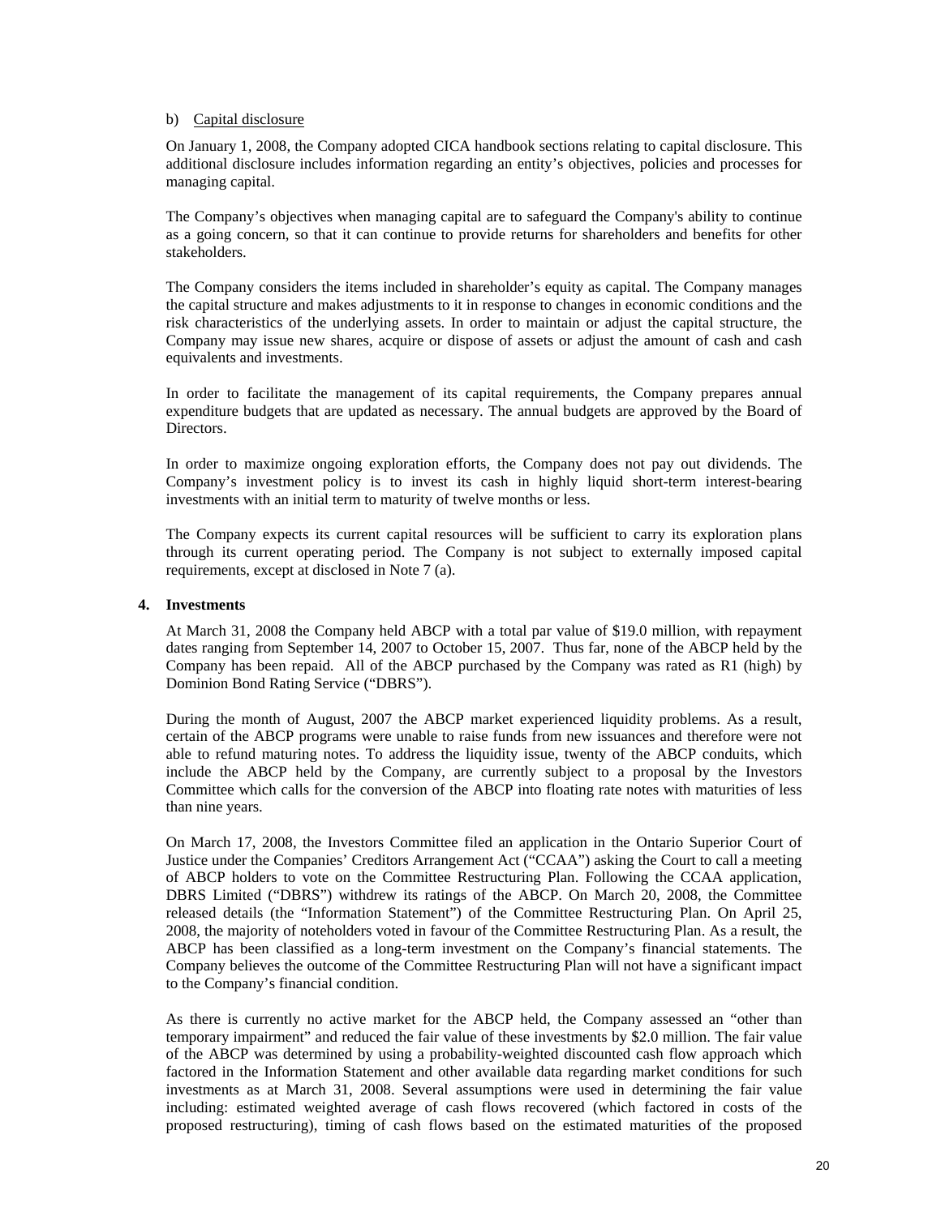b) Capital disclosure

On January 1, 2008, the Company adopted CICA handbook sections relating to capital disclosure. This additional disclosure includes information regarding an entity's objectives, policies and processes for managing capital.

The Company's objectives when managing capital are to safeguard the Company's ability to continue as a going concern, so that it can continue to provide returns for shareholders and benefits for other stakeholders.

The Company considers the items included in shareholder's equity as capital. The Company manages the capital structure and makes adjustments to it in response to changes in economic conditions and the risk characteristics of the underlying assets. In order to maintain or adjust the capital structure, the Company may issue new shares, acquire or dispose of assets or adjust the amount of cash and cash equivalents and investments.

In order to facilitate the management of its capital requirements, the Company prepares annual expenditure budgets that are updated as necessary. The annual budgets are approved by the Board of Directors.

In order to maximize ongoing exploration efforts, the Company does not pay out dividends. The Company's investment policy is to invest its cash in highly liquid short-term interest-bearing investments with an initial term to maturity of twelve months or less.

The Company expects its current capital resources will be sufficient to carry its exploration plans through its current operating period. The Company is not subject to externally imposed capital requirements, except at disclosed in Note 7 (a).

**4. Investments**

At March 31, 2008 the Company held ABCP with a total par value of $19.0 million, with repayment dates ranging from September 14, 2007 to October 15, 2007. Thus far, none of the ABCP held by the Company has been repaid. All of the ABCP purchased by the Company was rated as R1 (high) by Dominion Bond Rating Service ("DBRS").

During the month of August, 2007 the ABCP market experienced liquidity problems. As a result, certain of the ABCP programs were unable to raise funds from new issuances and therefore were not able to refund maturing notes. To address the liquidity issue, twenty of the ABCP conduits, which include the ABCP held by the Company, are currently subject to a proposal by the Investors Committee which calls for the conversion of the ABCP into floating rate notes with maturities of less than nine years.

On March 17, 2008, the Investors Committee filed an application in the Ontario Superior Court of Justice under the Companies' Creditors Arrangement Act ("CCAA") asking the Court to call a meeting of ABCP holders to vote on the Committee Restructuring Plan. Following the CCAA application, DBRS Limited ("DBRS") withdrew its ratings of the ABCP. On March 20, 2008, the Committee released details (the "Information Statement") of the Committee Restructuring Plan. On April 25, 2008, the majority of noteholders voted in favour of the Committee Restructuring Plan. As a result, the ABCP has been classified as a long-term investment on the Company's financial statements. The Company believes the outcome of the Committee Restructuring Plan will not have a significant impact to the Company's financial condition.

As there is currently no active market for the ABCP held, the Company assessed an "other than temporary impairment" and reduced the fair value of these investments by $2.0 million. The fair value of the ABCP was determined by using a probability-weighted discounted cash flow approach which factored in the Information Statement and other available data regarding market conditions for such investments as at March 31, 2008. Several assumptions were used in determining the fair value including: estimated weighted average of cash flows recovered (which factored in costs of the proposed restructuring), timing of cash flows based on the estimated maturities of the proposed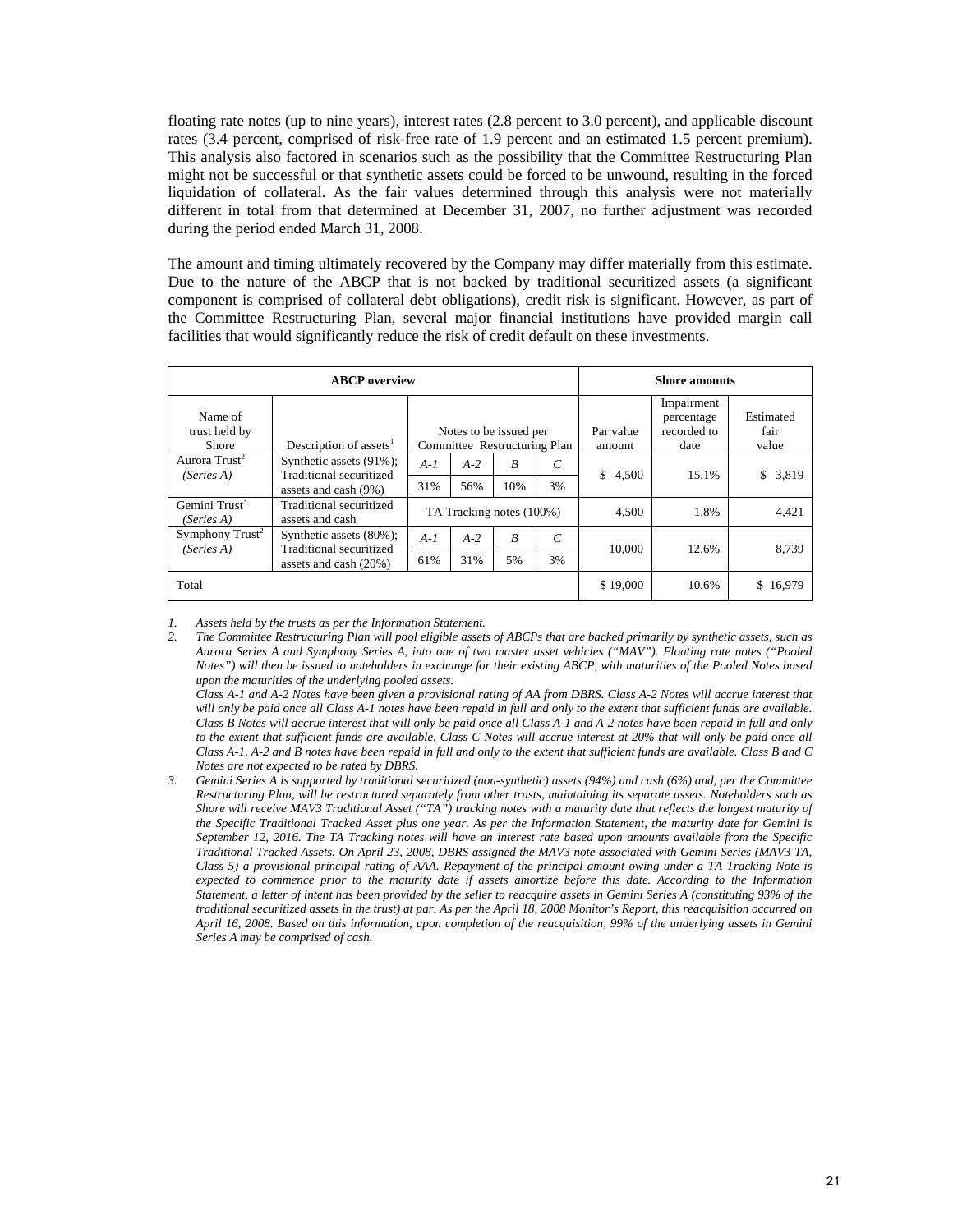floating rate notes (up to nine years), interest rates (2.8 percent to 3.0 percent), and applicable discount rates (3.4 percent, comprised of risk-free rate of 1.9 percent and an estimated 1.5 percent premium). This analysis also factored in scenarios such as the possibility that the Committee Restructuring Plan might not be successful or that synthetic assets could be forced to be unwound, resulting in the forced liquidation of collateral. As the fair values determined through this analysis were not materially different in total from that determined at December 31, 2007, no further adjustment was recorded during the period ended March 31, 2008.

The amount and timing ultimately recovered by the Company may differ materially from this estimate. Due to the nature of the ABCP that is not backed by traditional securitized assets (a significant component is comprised of collateral debt obligations), credit risk is significant. However, as part of the Committee Restructuring Plan, several major financial institutions have provided margin call facilities that would significantly reduce the risk of credit default on these investments.

| **ABCP overview** | | | | | | **Shore amounts** | | |
|---|---|---|---|---|---|---|---|---|
| Name of trust held by Shore | Description of assets[1] | Notes to be issued per Committee Restructuring Plan | | | | Par value amount | Impairment percentage recorded to date | Estimated fair value |
| Aurora Trust[2] *(Series A)* | Synthetic assets (91%); Traditional securitized assets and cash (9%) | *A-1* | *A-2* | *B* | *C* | $ 4,500 | 15.1% | $ 3,819 |
| | | 31% | 56% | 10% | 3% | | | |
| Gemini Trust[3] *(Series A)* | Traditional securitized assets and cash | TA Tracking notes (100%) | | | | 4,500 | 1.8% | 4,421 |
| Symphony Trust[2] *(Series A)* | Synthetic assets (80%); Traditional securitized assets and cash (20%) | *A-1* | *A-2* | *B* | *C* | 10,000 | 12.6% | 8,739 |
| | | 61% | 31% | 5% | 3% | | | |
| Total | | | | | | $ 19,000 | 10.6% | $ 16,979 |

1. *Assets held by the trusts as per the Information Statement.*
2. *The Committee Restructuring Plan will pool eligible assets of ABCPs that are backed primarily by synthetic assets, such as Aurora Series A and Symphony Series A, into one of two master asset vehicles ("MAV"). Floating rate notes ("Pooled Notes") will then be issued to noteholders in exchange for their existing ABCP, with maturities of the Pooled Notes based upon the maturities of the underlying pooled assets.*

   *Class A-1 and A-2 Notes have been given a provisional rating of AA from DBRS. Class A-2 Notes will accrue interest that will only be paid once all Class A-1 notes have been repaid in full and only to the extent that sufficient funds are available. Class B Notes will accrue interest that will only be paid once all Class A-1 and A-2 notes have been repaid in full and only to the extent that sufficient funds are available. Class C Notes will accrue interest at 20% that will only be paid once all Class A-1, A-2 and B notes have been repaid in full and only to the extent that sufficient funds are available. Class B and C Notes are not expected to be rated by DBRS.*
3. *Gemini Series A is supported by traditional securitized (non-synthetic) assets (94%) and cash (6%) and, per the Committee Restructuring Plan, will be restructured separately from other trusts, maintaining its separate assets. Noteholders such as Shore will receive MAV3 Traditional Asset ("TA") tracking notes with a maturity date that reflects the longest maturity of the Specific Traditional Tracked Asset plus one year. As per the Information Statement, the maturity date for Gemini is September 12, 2016. The TA Tracking notes will have an interest rate based upon amounts available from the Specific Traditional Tracked Assets. On April 23, 2008, DBRS assigned the MAV3 note associated with Gemini Series (MAV3 TA, Class 5) a provisional principal rating of AAA. Repayment of the principal amount owing under a TA Tracking Note is expected to commence prior to the maturity date if assets amortize before this date. According to the Information Statement, a letter of intent has been provided by the seller to reacquire assets in Gemini Series A (constituting 93% of the traditional securitized assets in the trust) at par. As per the April 18, 2008 Monitor's Report, this reacquisition occurred on April 16, 2008. Based on this information, upon completion of the reacquisition, 99% of the underlying assets in Gemini Series A may be comprised of cash.*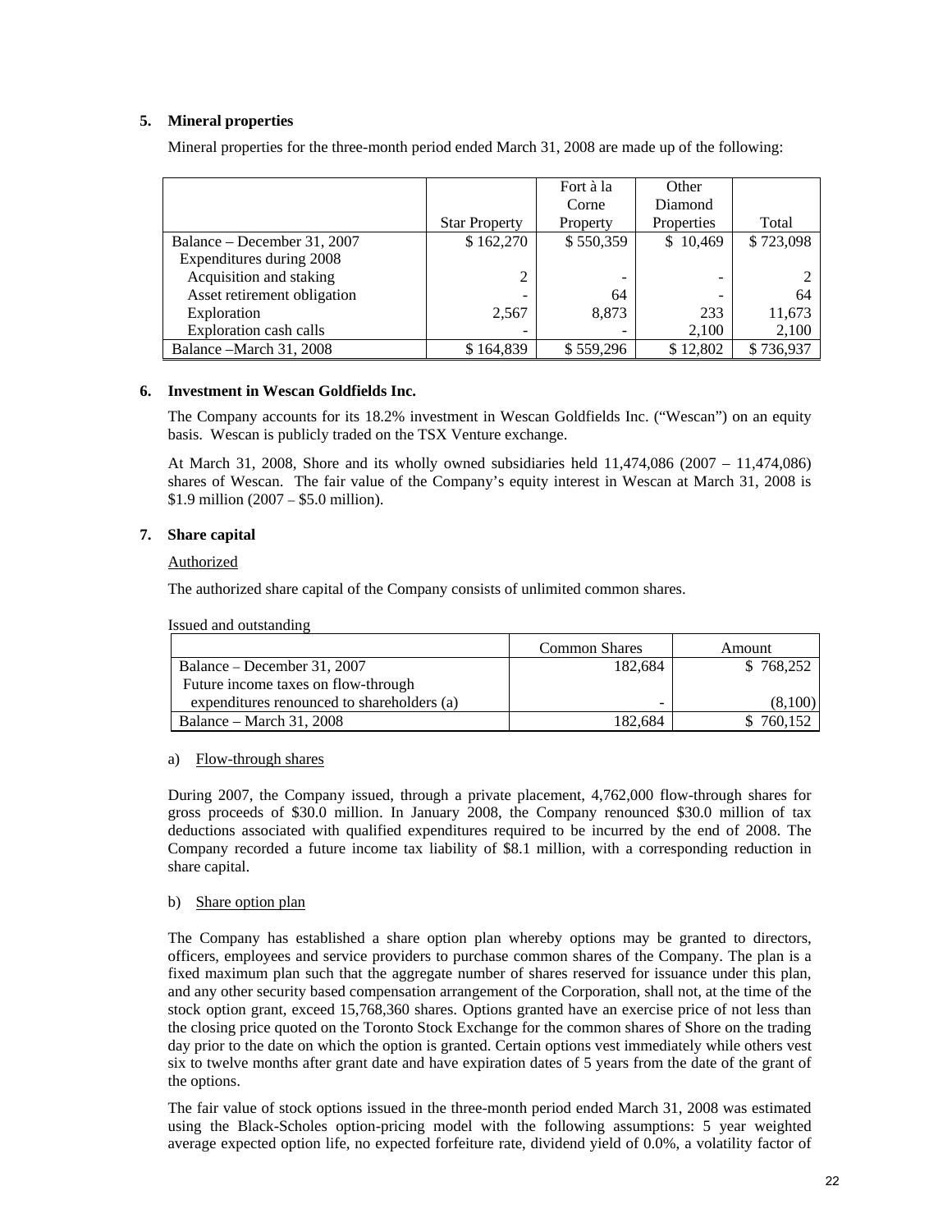## 5. Mineral properties

Mineral properties for the three-month period ended March 31, 2008 are made up of the following:

| | Star Property | Fort à la Corne Property | Other Diamond Properties | Total |
|---|---|---|---|---|
| Balance – December 31, 2007 | $ 162,270 | $ 550,359 | $ 10,469 | $ 723,098 |
| Expenditures during 2008 | | | | |
| Acquisition and staking | 2 | - | - | 2 |
| Asset retirement obligation | - | 64 | - | 64 |
| Exploration | 2,567 | 8,873 | 233 | 11,673 |
| Exploration cash calls | - | - | 2,100 | 2,100 |
| Balance –March 31, 2008 | $ 164,839 | $ 559,296 | $ 12,802 | $ 736,937 |

## 6. Investment in Wescan Goldfields Inc.

The Company accounts for its 18.2% investment in Wescan Goldfields Inc. ("Wescan") on an equity basis. Wescan is publicly traded on the TSX Venture exchange.

At March 31, 2008, Shore and its wholly owned subsidiaries held 11,474,086 (2007 – 11,474,086) shares of Wescan. The fair value of the Company's equity interest in Wescan at March 31, 2008 is $1.9 million (2007 – $5.0 million).

## 7. Share capital

Authorized

The authorized share capital of the Company consists of unlimited common shares.

Issued and outstanding

| | Common Shares | Amount |
|---|---|---|
| Balance – December 31, 2007 | 182,684 | $ 768,252 |
| Future income taxes on flow-through expenditures renounced to shareholders (a) | - | (8,100) |
| Balance – March 31, 2008 | 182,684 | $ 760,152 |

a) Flow-through shares

During 2007, the Company issued, through a private placement, 4,762,000 flow-through shares for gross proceeds of $30.0 million. In January 2008, the Company renounced $30.0 million of tax deductions associated with qualified expenditures required to be incurred by the end of 2008. The Company recorded a future income tax liability of $8.1 million, with a corresponding reduction in share capital.

b) Share option plan

The Company has established a share option plan whereby options may be granted to directors, officers, employees and service providers to purchase common shares of the Company. The plan is a fixed maximum plan such that the aggregate number of shares reserved for issuance under this plan, and any other security based compensation arrangement of the Corporation, shall not, at the time of the stock option grant, exceed 15,768,360 shares. Options granted have an exercise price of not less than the closing price quoted on the Toronto Stock Exchange for the common shares of Shore on the trading day prior to the date on which the option is granted. Certain options vest immediately while others vest six to twelve months after grant date and have expiration dates of 5 years from the date of the grant of the options.

The fair value of stock options issued in the three-month period ended March 31, 2008 was estimated using the Black-Scholes option-pricing model with the following assumptions: 5 year weighted average expected option life, no expected forfeiture rate, dividend yield of 0.0%, a volatility factor of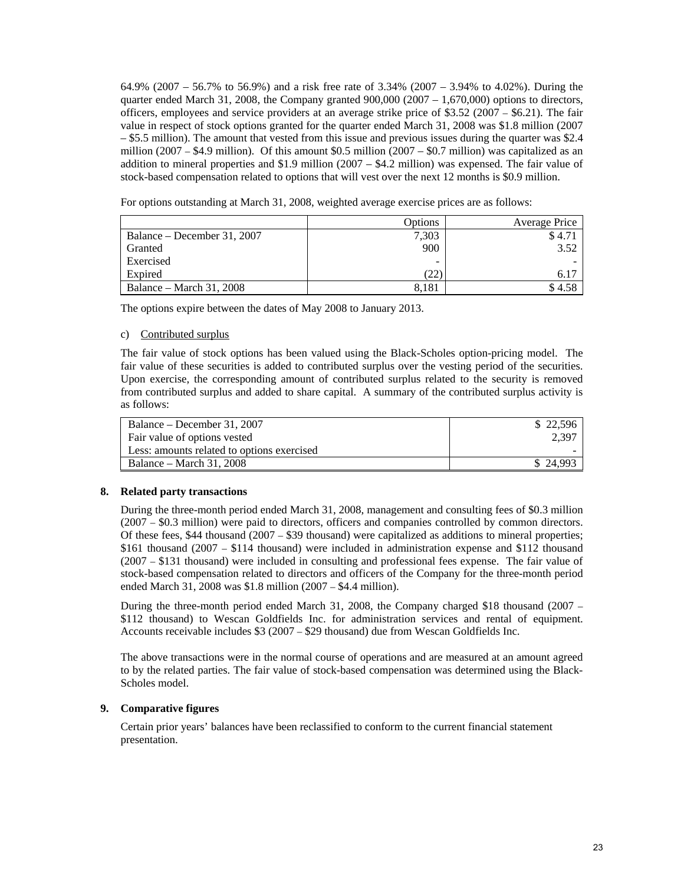64.9% (2007 – 56.7% to 56.9%) and a risk free rate of 3.34% (2007 – 3.94% to 4.02%). During the quarter ended March 31, 2008, the Company granted 900,000 (2007 – 1,670,000) options to directors, officers, employees and service providers at an average strike price of \$3.52 (2007 – \$6.21). The fair value in respect of stock options granted for the quarter ended March 31, 2008 was \$1.8 million (2007 – \$5.5 million). The amount that vested from this issue and previous issues during the quarter was \$2.4 million (2007 – \$4.9 million). Of this amount \$0.5 million (2007 – \$0.7 million) was capitalized as an addition to mineral properties and \$1.9 million (2007 – \$4.2 million) was expensed. The fair value of stock-based compensation related to options that will vest over the next 12 months is \$0.9 million.

For options outstanding at March 31, 2008, weighted average exercise prices are as follows:

| | Options | Average Price |
|---|---|---|
| Balance – December 31, 2007 | 7,303 | \$ 4.71 |
| Granted | 900 | 3.52 |
| Exercised | - | - |
| Expired | (22) | 6.17 |
| Balance – March 31, 2008 | 8,181 | \$ 4.58 |

The options expire between the dates of May 2008 to January 2013.

c) Contributed surplus

The fair value of stock options has been valued using the Black-Scholes option-pricing model. The fair value of these securities is added to contributed surplus over the vesting period of the securities. Upon exercise, the corresponding amount of contributed surplus related to the security is removed from contributed surplus and added to share capital. A summary of the contributed surplus activity is as follows:

| | |
|---|---|
| Balance – December 31, 2007 | \$ 22,596 |
| Fair value of options vested | 2,397 |
| Less: amounts related to options exercised | - |
| Balance – March 31, 2008 | \$ 24,993 |

## 8. Related party transactions

During the three-month period ended March 31, 2008, management and consulting fees of \$0.3 million (2007 – \$0.3 million) were paid to directors, officers and companies controlled by common directors. Of these fees, \$44 thousand (2007 – \$39 thousand) were capitalized as additions to mineral properties; \$161 thousand (2007 – \$114 thousand) were included in administration expense and \$112 thousand (2007 – \$131 thousand) were included in consulting and professional fees expense. The fair value of stock-based compensation related to directors and officers of the Company for the three-month period ended March 31, 2008 was \$1.8 million (2007 – \$4.4 million).

During the three-month period ended March 31, 2008, the Company charged \$18 thousand (2007 – \$112 thousand) to Wescan Goldfields Inc. for administration services and rental of equipment. Accounts receivable includes \$3 (2007 – \$29 thousand) due from Wescan Goldfields Inc.

The above transactions were in the normal course of operations and are measured at an amount agreed to by the related parties. The fair value of stock-based compensation was determined using the Black-Scholes model.

## 9. Comparative figures

Certain prior years' balances have been reclassified to conform to the current financial statement presentation.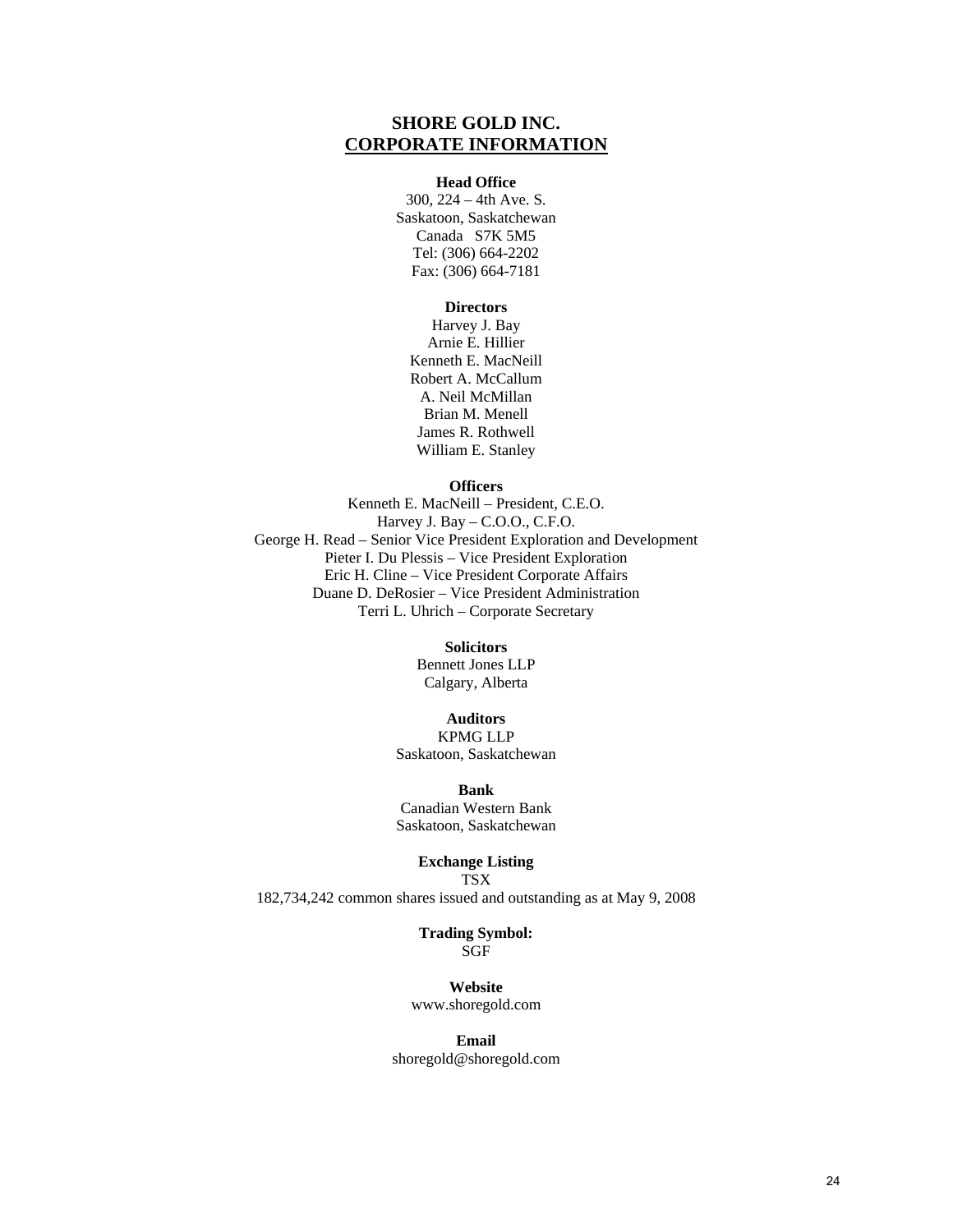# SHORE GOLD INC.
## CORPORATE INFORMATION

**Head Office**

300, 224 – 4th Ave. S.
Saskatoon, Saskatchewan
Canada S7K 5M5
Tel: (306) 664-2202
Fax: (306) 664-7181

**Directors**

Harvey J. Bay
Arnie E. Hillier
Kenneth E. MacNeill
Robert A. McCallum
A. Neil McMillan
Brian M. Menell
James R. Rothwell
William E. Stanley

**Officers**

Kenneth E. MacNeill – President, C.E.O.
Harvey J. Bay – C.O.O., C.F.O.
George H. Read – Senior Vice President Exploration and Development
Pieter I. Du Plessis – Vice President Exploration
Eric H. Cline – Vice President Corporate Affairs
Duane D. DeRosier – Vice President Administration
Terri L. Uhrich – Corporate Secretary

**Solicitors**

Bennett Jones LLP
Calgary, Alberta

**Auditors**

KPMG LLP
Saskatoon, Saskatchewan

**Bank**

Canadian Western Bank
Saskatoon, Saskatchewan

**Exchange Listing**

TSX
182,734,242 common shares issued and outstanding as at May 9, 2008

**Trading Symbol:**

SGF

**Website**

www.shoregold.com

**Email**

shoregold@shoregold.com